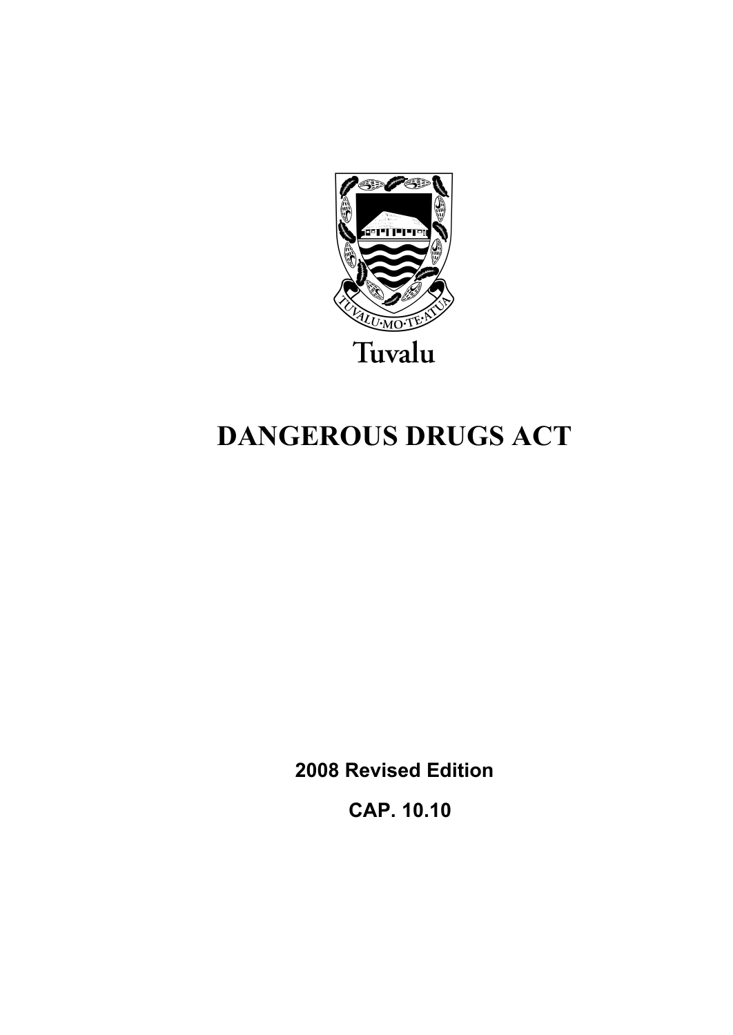Tuvalu

# DANGEROUS DRUGS ACT

**2008 Revised Edition**

**CAP. 10.10**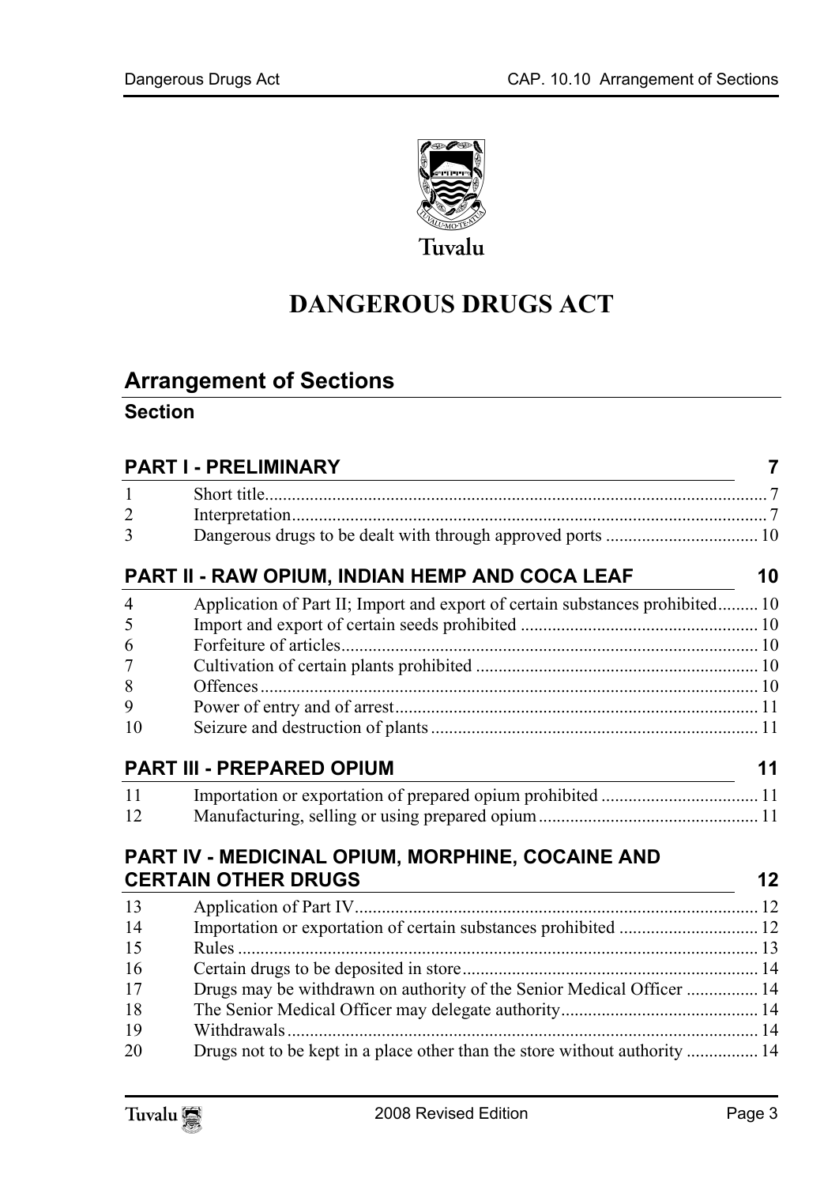Tuvalu

# DANGEROUS DRUGS ACT

## Arrangement of Sections

### Section

| | PART I - PRELIMINARY | 7 |
|---|---|---|
| 1 | Short title | 7 |
| 2 | Interpretation | 7 |
| 3 | Dangerous drugs to be dealt with through approved ports | 10 |
| | **PART II - RAW OPIUM, INDIAN HEMP AND COCA LEAF** | **10** |
| 4 | Application of Part II; Import and export of certain substances prohibited | 10 |
| 5 | Import and export of certain seeds prohibited | 10 |
| 6 | Forfeiture of articles | 10 |
| 7 | Cultivation of certain plants prohibited | 10 |
| 8 | Offences | 10 |
| 9 | Power of entry and of arrest | 11 |
| 10 | Seizure and destruction of plants | 11 |
| | **PART III - PREPARED OPIUM** | **11** |
| 11 | Importation or exportation of prepared opium prohibited | 11 |
| 12 | Manufacturing, selling or using prepared opium | 11 |
| | **PART IV - MEDICINAL OPIUM, MORPHINE, COCAINE AND CERTAIN OTHER DRUGS** | **12** |
| 13 | Application of Part IV | 12 |
| 14 | Importation or exportation of certain substances prohibited | 12 |
| 15 | Rules | 13 |
| 16 | Certain drugs to be deposited in store | 14 |
| 17 | Drugs may be withdrawn on authority of the Senior Medical Officer | 14 |
| 18 | The Senior Medical Officer may delegate authority | 14 |
| 19 | Withdrawals | 14 |
| 20 | Drugs not to be kept in a place other than the store without authority | 14 |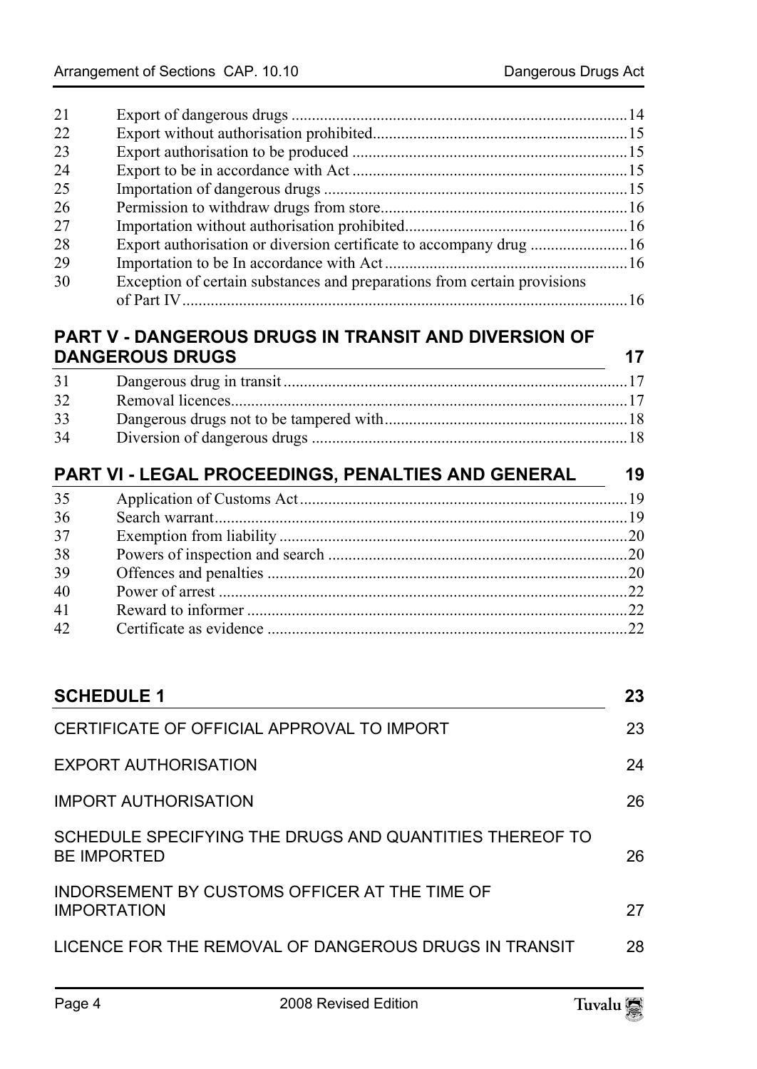| | | |
|---|---|---|
| 21 | Export of dangerous drugs | 14 |
| 22 | Export without authorisation prohibited | 15 |
| 23 | Export authorisation to be produced | 15 |
| 24 | Export to be in accordance with Act | 15 |
| 25 | Importation of dangerous drugs | 15 |
| 26 | Permission to withdraw drugs from store | 16 |
| 27 | Importation without authorisation prohibited | 16 |
| 28 | Export authorisation or diversion certificate to accompany drug | 16 |
| 29 | Importation to be In accordance with Act | 16 |
| 30 | Exception of certain substances and preparations from certain provisions of Part IV | 16 |

## PART V - DANGEROUS DRUGS IN TRANSIT AND DIVERSION OF DANGEROUS DRUGS — 17

| | | |
|---|---|---|
| 31 | Dangerous drug in transit | 17 |
| 32 | Removal licences | 17 |
| 33 | Dangerous drugs not to be tampered with | 18 |
| 34 | Diversion of dangerous drugs | 18 |

## PART VI - LEGAL PROCEEDINGS, PENALTIES AND GENERAL — 19

| | | |
|---|---|---|
| 35 | Application of Customs Act | 19 |
| 36 | Search warrant | 19 |
| 37 | Exemption from liability | 20 |
| 38 | Powers of inspection and search | 20 |
| 39 | Offences and penalties | 20 |
| 40 | Power of arrest | 22 |
| 41 | Reward to informer | 22 |
| 42 | Certificate as evidence | 22 |

## SCHEDULE 1 — 23

| | |
|---|---|
| CERTIFICATE OF OFFICIAL APPROVAL TO IMPORT | 23 |
| EXPORT AUTHORISATION | 24 |
| IMPORT AUTHORISATION | 26 |
| SCHEDULE SPECIFYING THE DRUGS AND QUANTITIES THEREOF TO BE IMPORTED | 26 |
| INDORSEMENT BY CUSTOMS OFFICER AT THE TIME OF IMPORTATION | 27 |
| LICENCE FOR THE REMOVAL OF DANGEROUS DRUGS IN TRANSIT | 28 |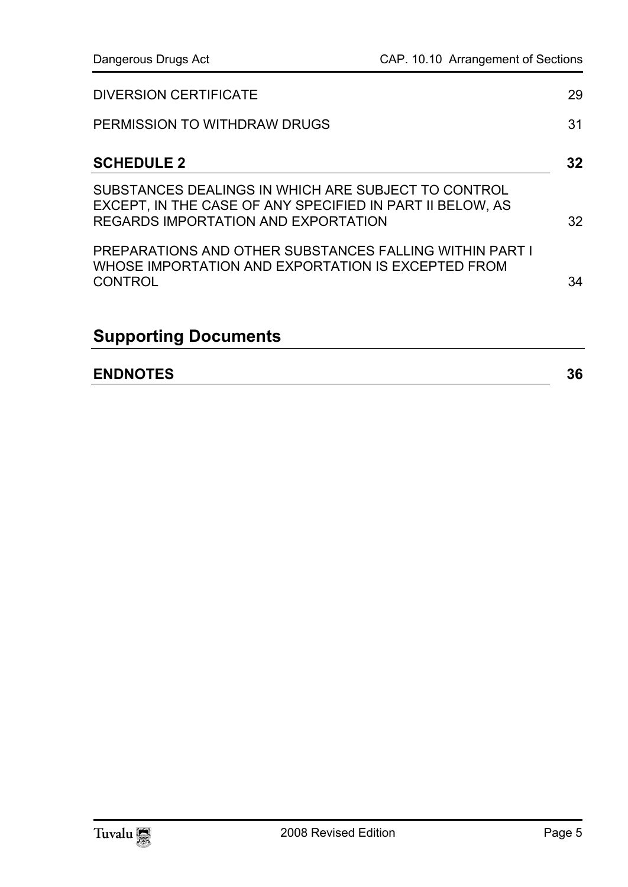DIVERSION CERTIFICATE 29

PERMISSION TO WITHDRAW DRUGS 31

**SCHEDULE 2** **32**

SUBSTANCES DEALINGS IN WHICH ARE SUBJECT TO CONTROL EXCEPT, IN THE CASE OF ANY SPECIFIED IN PART II BELOW, AS REGARDS IMPORTATION AND EXPORTATION 32

PREPARATIONS AND OTHER SUBSTANCES FALLING WITHIN PART I WHOSE IMPORTATION AND EXPORTATION IS EXCEPTED FROM CONTROL 34

## Supporting Documents

**ENDNOTES** **36**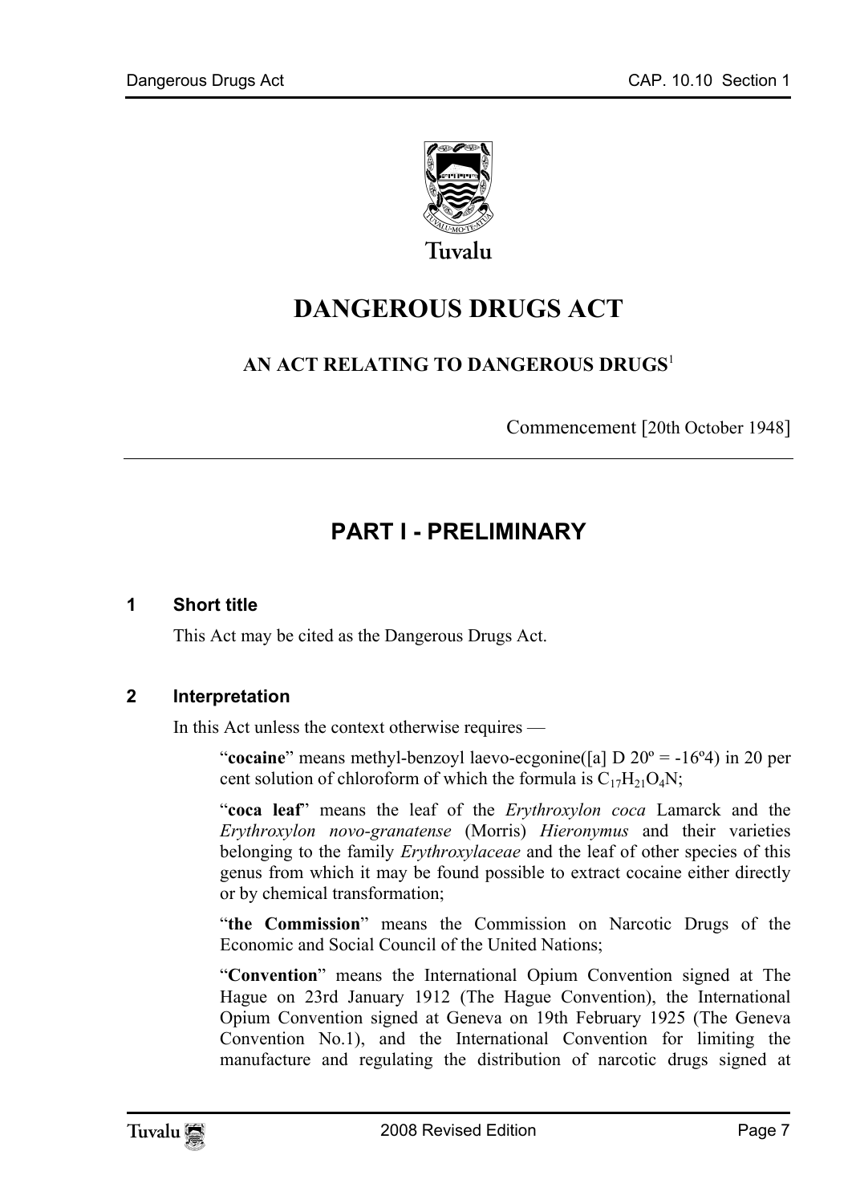Tuvalu

# DANGEROUS DRUGS ACT

## AN ACT RELATING TO DANGEROUS DRUGS[1]

Commencement [20th October 1948]

## PART I - PRELIMINARY

### 1 Short title

This Act may be cited as the Dangerous Drugs Act.

### 2 Interpretation

In this Act unless the context otherwise requires —

"**cocaine**" means methyl-benzoyl laevo-ecgonine([a] D 20º = -16º4) in 20 per cent solution of chloroform of which the formula is $C_{17}H_{21}O_4N$;

"**coca leaf**" means the leaf of the *Erythroxylon coca* Lamarck and the *Erythroxylon novo-granatense* (Morris) *Hieronymus* and their varieties belonging to the family *Erythroxylaceae* and the leaf of other species of this genus from which it may be found possible to extract cocaine either directly or by chemical transformation;

"**the Commission**" means the Commission on Narcotic Drugs of the Economic and Social Council of the United Nations;

"**Convention**" means the International Opium Convention signed at The Hague on 23rd January 1912 (The Hague Convention), the International Opium Convention signed at Geneva on 19th February 1925 (The Geneva Convention No.1), and the International Convention for limiting the manufacture and regulating the distribution of narcotic drugs signed at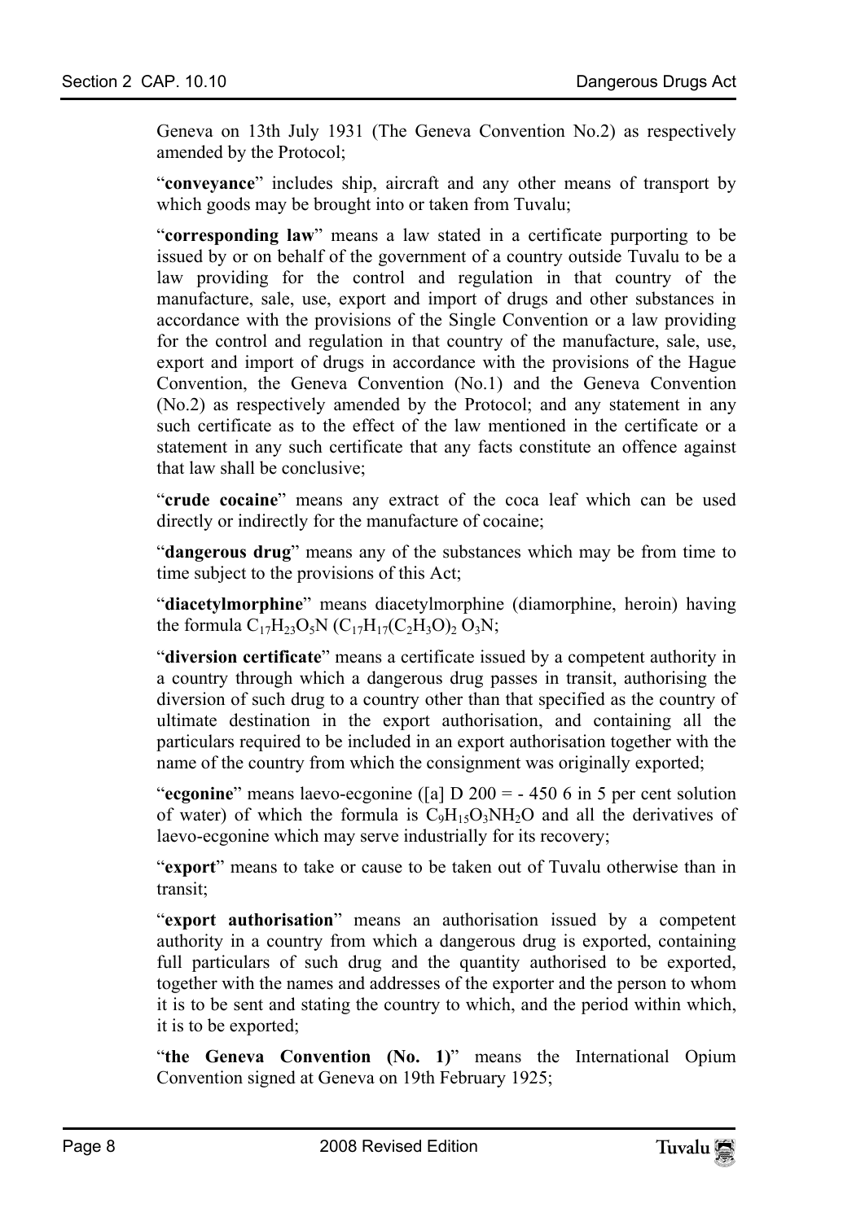Geneva on 13th July 1931 (The Geneva Convention No.2) as respectively amended by the Protocol;

"**conveyance**" includes ship, aircraft and any other means of transport by which goods may be brought into or taken from Tuvalu;

"**corresponding law**" means a law stated in a certificate purporting to be issued by or on behalf of the government of a country outside Tuvalu to be a law providing for the control and regulation in that country of the manufacture, sale, use, export and import of drugs and other substances in accordance with the provisions of the Single Convention or a law providing for the control and regulation in that country of the manufacture, sale, use, export and import of drugs in accordance with the provisions of the Hague Convention, the Geneva Convention (No.1) and the Geneva Convention (No.2) as respectively amended by the Protocol; and any statement in any such certificate as to the effect of the law mentioned in the certificate or a statement in any such certificate that any facts constitute an offence against that law shall be conclusive;

"**crude cocaine**" means any extract of the coca leaf which can be used directly or indirectly for the manufacture of cocaine;

"**dangerous drug**" means any of the substances which may be from time to time subject to the provisions of this Act;

"**diacetylmorphine**" means diacetylmorphine (diamorphine, heroin) having the formula $C_{17}H_{23}O_5N$ $(C_{17}H_{17}(C_2H_3O)_2\ O_3N$;

"**diversion certificate**" means a certificate issued by a competent authority in a country through which a dangerous drug passes in transit, authorising the diversion of such drug to a country other than that specified as the country of ultimate destination in the export authorisation, and containing all the particulars required to be included in an export authorisation together with the name of the country from which the consignment was originally exported;

"**ecgonine**" means laevo-ecgonine ([a] D 200 = - 450 6 in 5 per cent solution of water) of which the formula is $C_9H_{15}O_3NH_2O$ and all the derivatives of laevo-ecgonine which may serve industrially for its recovery;

"**export**" means to take or cause to be taken out of Tuvalu otherwise than in transit;

"**export authorisation**" means an authorisation issued by a competent authority in a country from which a dangerous drug is exported, containing full particulars of such drug and the quantity authorised to be exported, together with the names and addresses of the exporter and the person to whom it is to be sent and stating the country to which, and the period within which, it is to be exported;

"**the Geneva Convention (No. 1)**" means the International Opium Convention signed at Geneva on 19th February 1925;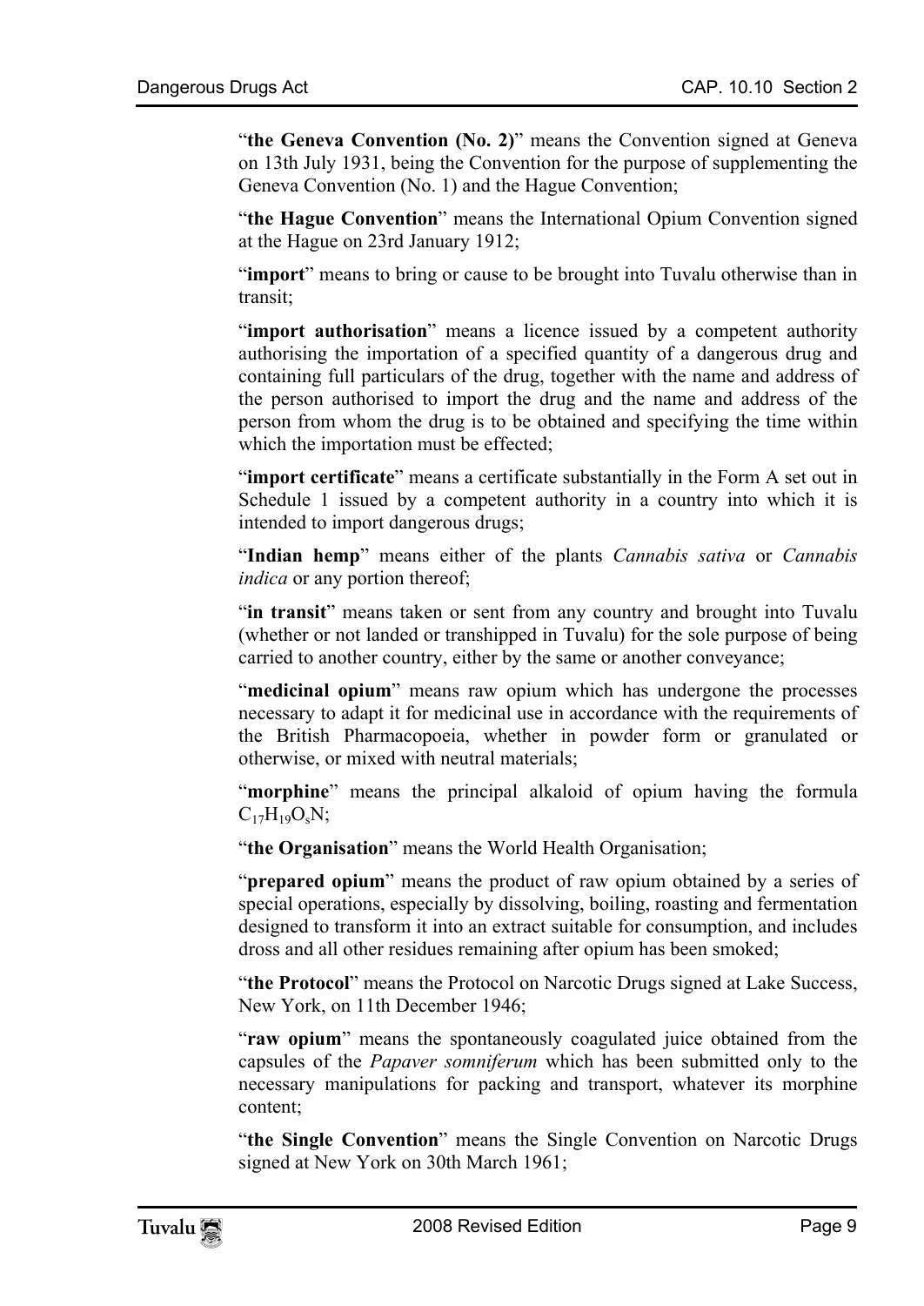"**the Geneva Convention (No. 2)**" means the Convention signed at Geneva on 13th July 1931, being the Convention for the purpose of supplementing the Geneva Convention (No. 1) and the Hague Convention;

"**the Hague Convention**" means the International Opium Convention signed at the Hague on 23rd January 1912;

"**import**" means to bring or cause to be brought into Tuvalu otherwise than in transit;

"**import authorisation**" means a licence issued by a competent authority authorising the importation of a specified quantity of a dangerous drug and containing full particulars of the drug, together with the name and address of the person authorised to import the drug and the name and address of the person from whom the drug is to be obtained and specifying the time within which the importation must be effected;

"**import certificate**" means a certificate substantially in the Form A set out in Schedule 1 issued by a competent authority in a country into which it is intended to import dangerous drugs;

"**Indian hemp**" means either of the plants *Cannabis sativa* or *Cannabis indica* or any portion thereof;

"**in transit**" means taken or sent from any country and brought into Tuvalu (whether or not landed or transhipped in Tuvalu) for the sole purpose of being carried to another country, either by the same or another conveyance;

"**medicinal opium**" means raw opium which has undergone the processes necessary to adapt it for medicinal use in accordance with the requirements of the British Pharmacopoeia, whether in powder form or granulated or otherwise, or mixed with neutral materials;

"**morphine**" means the principal alkaloid of opium having the formula $C_{17}H_{19}O_sN$;

"**the Organisation**" means the World Health Organisation;

"**prepared opium**" means the product of raw opium obtained by a series of special operations, especially by dissolving, boiling, roasting and fermentation designed to transform it into an extract suitable for consumption, and includes dross and all other residues remaining after opium has been smoked;

"**the Protocol**" means the Protocol on Narcotic Drugs signed at Lake Success, New York, on 11th December 1946;

"**raw opium**" means the spontaneously coagulated juice obtained from the capsules of the *Papaver somniferum* which has been submitted only to the necessary manipulations for packing and transport, whatever its morphine content;

"**the Single Convention**" means the Single Convention on Narcotic Drugs signed at New York on 30th March 1961;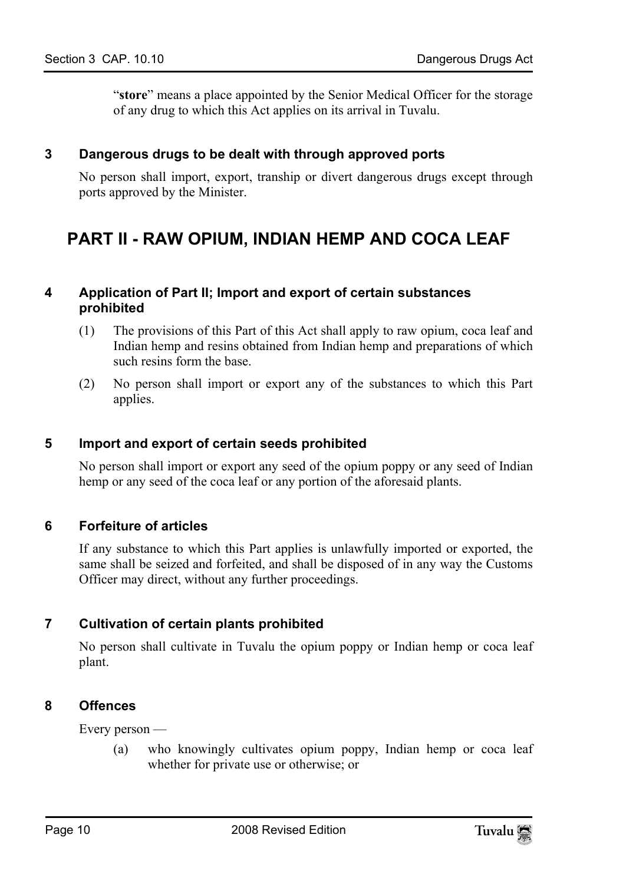"**store**" means a place appointed by the Senior Medical Officer for the storage of any drug to which this Act applies on its arrival in Tuvalu.

### 3 Dangerous drugs to be dealt with through approved ports

No person shall import, export, tranship or divert dangerous drugs except through ports approved by the Minister.

## PART II - RAW OPIUM, INDIAN HEMP AND COCA LEAF

### 4 Application of Part II; Import and export of certain substances prohibited

(1) The provisions of this Part of this Act shall apply to raw opium, coca leaf and Indian hemp and resins obtained from Indian hemp and preparations of which such resins form the base.

(2) No person shall import or export any of the substances to which this Part applies.

### 5 Import and export of certain seeds prohibited

No person shall import or export any seed of the opium poppy or any seed of Indian hemp or any seed of the coca leaf or any portion of the aforesaid plants.

### 6 Forfeiture of articles

If any substance to which this Part applies is unlawfully imported or exported, the same shall be seized and forfeited, and shall be disposed of in any way the Customs Officer may direct, without any further proceedings.

### 7 Cultivation of certain plants prohibited

No person shall cultivate in Tuvalu the opium poppy or Indian hemp or coca leaf plant.

### 8 Offences

Every person —

(a) who knowingly cultivates opium poppy, Indian hemp or coca leaf whether for private use or otherwise; or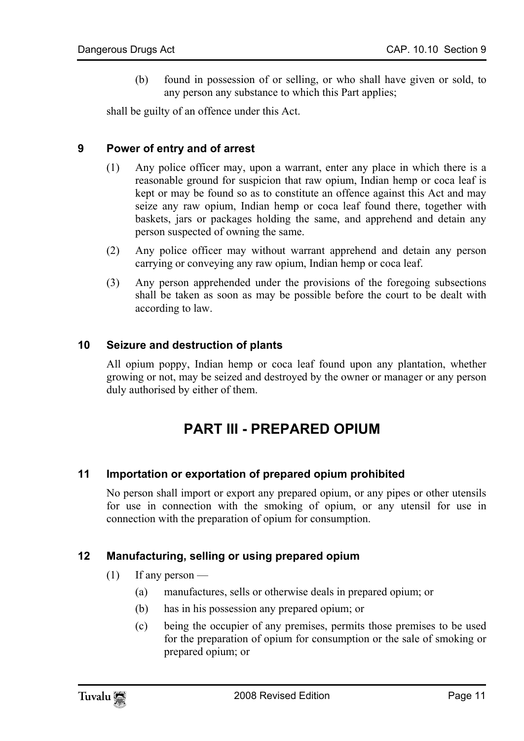(b) found in possession of or selling, or who shall have given or sold, to any person any substance to which this Part applies;

shall be guilty of an offence under this Act.

### 9 Power of entry and of arrest

(1) Any police officer may, upon a warrant, enter any place in which there is a reasonable ground for suspicion that raw opium, Indian hemp or coca leaf is kept or may be found so as to constitute an offence against this Act and may seize any raw opium, Indian hemp or coca leaf found there, together with baskets, jars or packages holding the same, and apprehend and detain any person suspected of owning the same.

(2) Any police officer may without warrant apprehend and detain any person carrying or conveying any raw opium, Indian hemp or coca leaf.

(3) Any person apprehended under the provisions of the foregoing subsections shall be taken as soon as may be possible before the court to be dealt with according to law.

### 10 Seizure and destruction of plants

All opium poppy, Indian hemp or coca leaf found upon any plantation, whether growing or not, may be seized and destroyed by the owner or manager or any person duly authorised by either of them.

## PART III - PREPARED OPIUM

### 11 Importation or exportation of prepared opium prohibited

No person shall import or export any prepared opium, or any pipes or other utensils for use in connection with the smoking of opium, or any utensil for use in connection with the preparation of opium for consumption.

### 12 Manufacturing, selling or using prepared opium

(1) If any person —

(a) manufactures, sells or otherwise deals in prepared opium; or

(b) has in his possession any prepared opium; or

(c) being the occupier of any premises, permits those premises to be used for the preparation of opium for consumption or the sale of smoking or prepared opium; or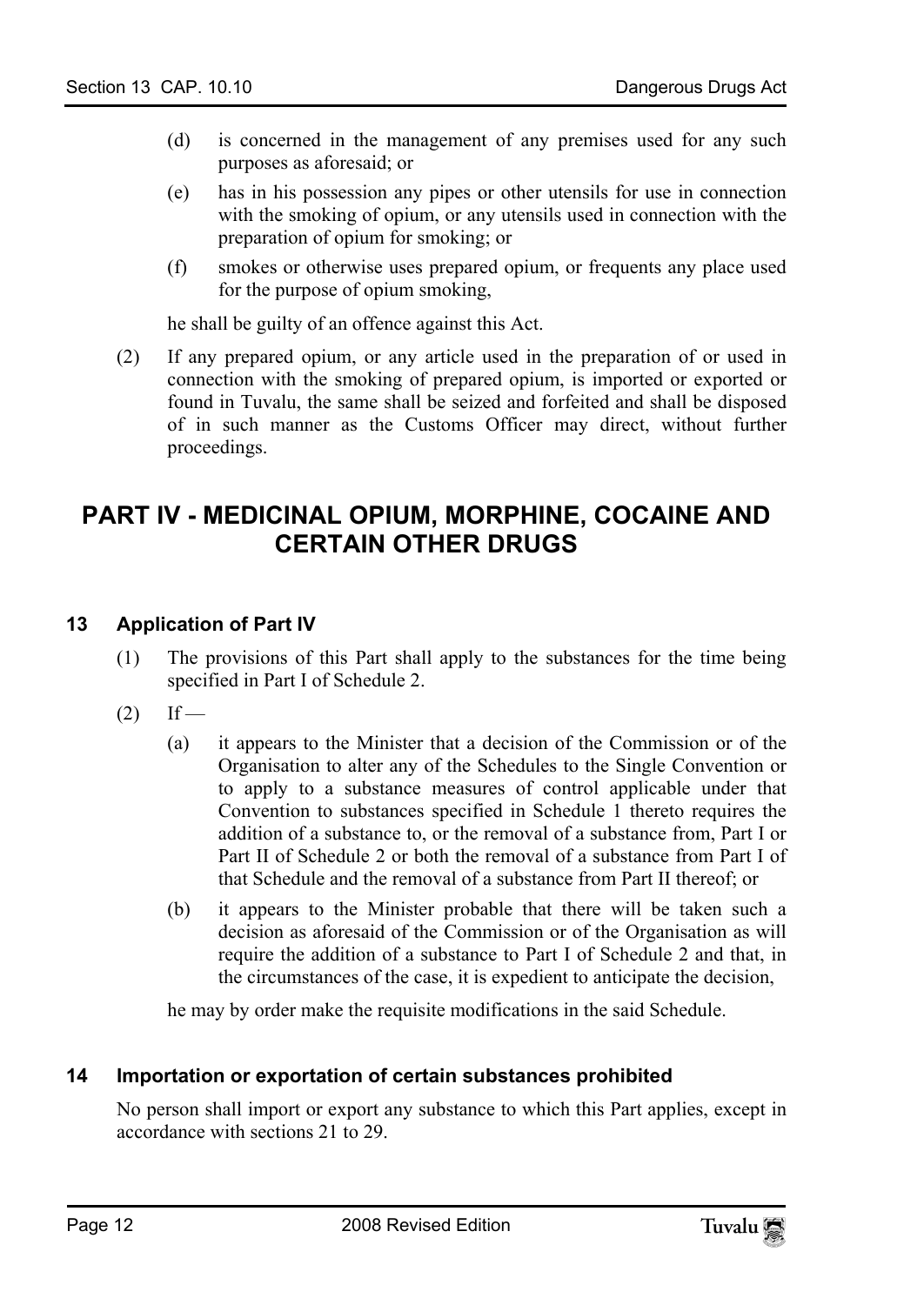(d) is concerned in the management of any premises used for any such purposes as aforesaid; or

(e) has in his possession any pipes or other utensils for use in connection with the smoking of opium, or any utensils used in connection with the preparation of opium for smoking; or

(f) smokes or otherwise uses prepared opium, or frequents any place used for the purpose of opium smoking,

he shall be guilty of an offence against this Act.

(2) If any prepared opium, or any article used in the preparation of or used in connection with the smoking of prepared opium, is imported or exported or found in Tuvalu, the same shall be seized and forfeited and shall be disposed of in such manner as the Customs Officer may direct, without further proceedings.

## PART IV - MEDICINAL OPIUM, MORPHINE, COCAINE AND CERTAIN OTHER DRUGS

### 13 Application of Part IV

(1) The provisions of this Part shall apply to the substances for the time being specified in Part I of Schedule 2.

(2) If —

(a) it appears to the Minister that a decision of the Commission or of the Organisation to alter any of the Schedules to the Single Convention or to apply to a substance measures of control applicable under that Convention to substances specified in Schedule 1 thereto requires the addition of a substance to, or the removal of a substance from, Part I or Part II of Schedule 2 or both the removal of a substance from Part I of that Schedule and the removal of a substance from Part II thereof; or

(b) it appears to the Minister probable that there will be taken such a decision as aforesaid of the Commission or of the Organisation as will require the addition of a substance to Part I of Schedule 2 and that, in the circumstances of the case, it is expedient to anticipate the decision,

he may by order make the requisite modifications in the said Schedule.

### 14 Importation or exportation of certain substances prohibited

No person shall import or export any substance to which this Part applies, except in accordance with sections 21 to 29.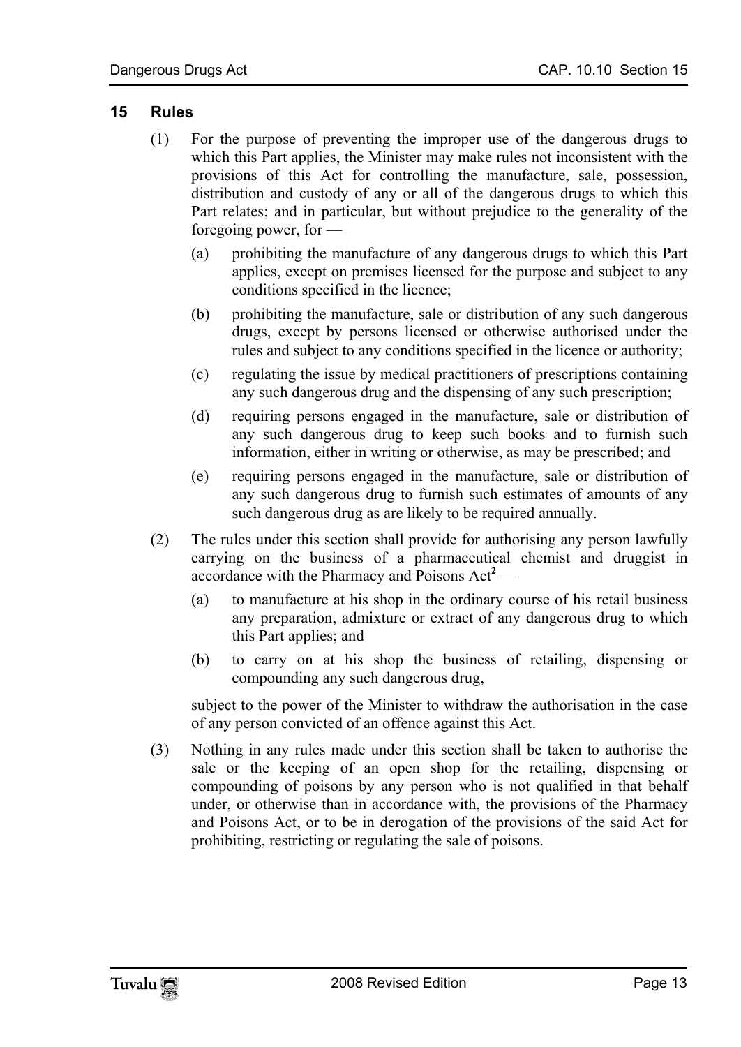## 15 Rules

(1) For the purpose of preventing the improper use of the dangerous drugs to which this Part applies, the Minister may make rules not inconsistent with the provisions of this Act for controlling the manufacture, sale, possession, distribution and custody of any or all of the dangerous drugs to which this Part relates; and in particular, but without prejudice to the generality of the foregoing power, for —

(a) prohibiting the manufacture of any dangerous drugs to which this Part applies, except on premises licensed for the purpose and subject to any conditions specified in the licence;

(b) prohibiting the manufacture, sale or distribution of any such dangerous drugs, except by persons licensed or otherwise authorised under the rules and subject to any conditions specified in the licence or authority;

(c) regulating the issue by medical practitioners of prescriptions containing any such dangerous drug and the dispensing of any such prescription;

(d) requiring persons engaged in the manufacture, sale or distribution of any such dangerous drug to keep such books and to furnish such information, either in writing or otherwise, as may be prescribed; and

(e) requiring persons engaged in the manufacture, sale or distribution of any such dangerous drug to furnish such estimates of amounts of any such dangerous drug as are likely to be required annually.

(2) The rules under this section shall provide for authorising any person lawfully carrying on the business of a pharmaceutical chemist and druggist in accordance with the Pharmacy and Poisons Act[2] —

(a) to manufacture at his shop in the ordinary course of his retail business any preparation, admixture or extract of any dangerous drug to which this Part applies; and

(b) to carry on at his shop the business of retailing, dispensing or compounding any such dangerous drug,

subject to the power of the Minister to withdraw the authorisation in the case of any person convicted of an offence against this Act.

(3) Nothing in any rules made under this section shall be taken to authorise the sale or the keeping of an open shop for the retailing, dispensing or compounding of poisons by any person who is not qualified in that behalf under, or otherwise than in accordance with, the provisions of the Pharmacy and Poisons Act, or to be in derogation of the provisions of the said Act for prohibiting, restricting or regulating the sale of poisons.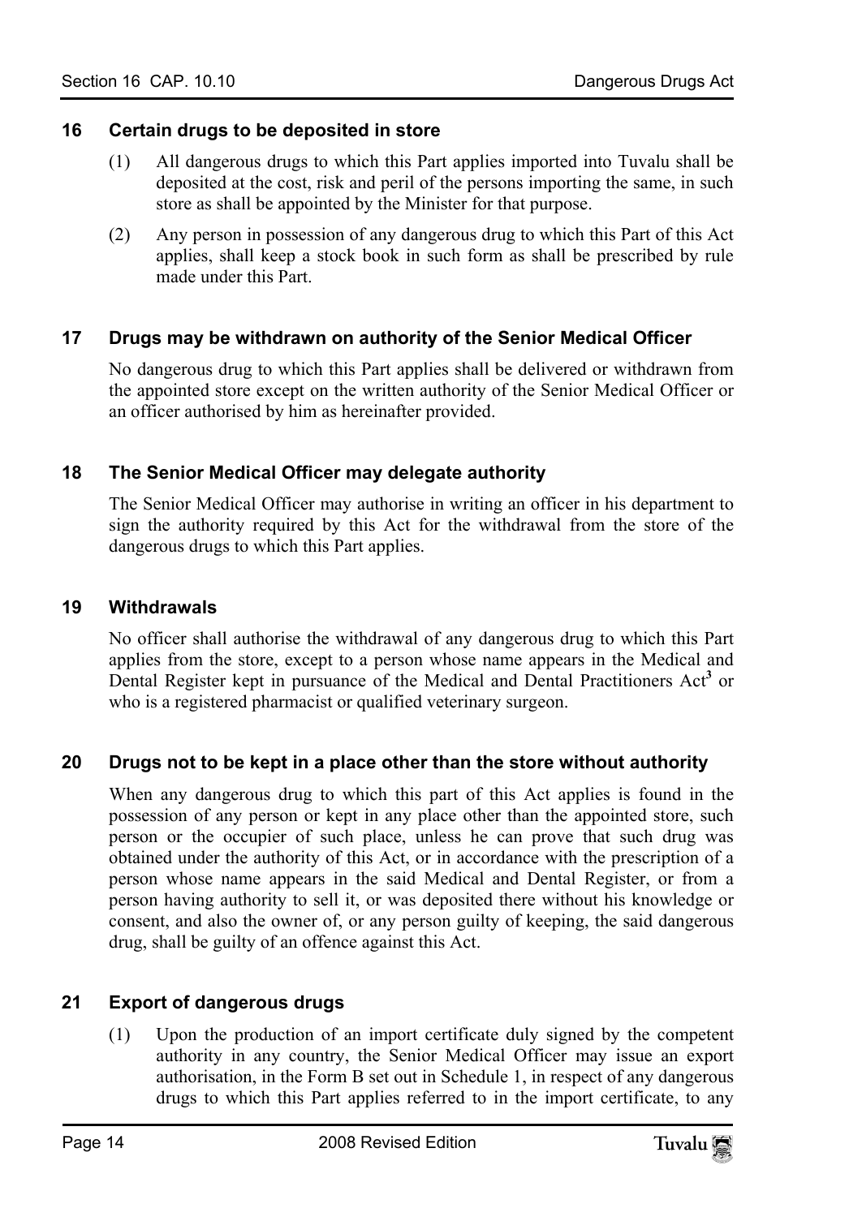### 16 Certain drugs to be deposited in store

(1) All dangerous drugs to which this Part applies imported into Tuvalu shall be deposited at the cost, risk and peril of the persons importing the same, in such store as shall be appointed by the Minister for that purpose.

(2) Any person in possession of any dangerous drug to which this Part of this Act applies, shall keep a stock book in such form as shall be prescribed by rule made under this Part.

### 17 Drugs may be withdrawn on authority of the Senior Medical Officer

No dangerous drug to which this Part applies shall be delivered or withdrawn from the appointed store except on the written authority of the Senior Medical Officer or an officer authorised by him as hereinafter provided.

### 18 The Senior Medical Officer may delegate authority

The Senior Medical Officer may authorise in writing an officer in his department to sign the authority required by this Act for the withdrawal from the store of the dangerous drugs to which this Part applies.

### 19 Withdrawals

No officer shall authorise the withdrawal of any dangerous drug to which this Part applies from the store, except to a person whose name appears in the Medical and Dental Register kept in pursuance of the Medical and Dental Practitioners Act[3] or who is a registered pharmacist or qualified veterinary surgeon.

### 20 Drugs not to be kept in a place other than the store without authority

When any dangerous drug to which this part of this Act applies is found in the possession of any person or kept in any place other than the appointed store, such person or the occupier of such place, unless he can prove that such drug was obtained under the authority of this Act, or in accordance with the prescription of a person whose name appears in the said Medical and Dental Register, or from a person having authority to sell it, or was deposited there without his knowledge or consent, and also the owner of, or any person guilty of keeping, the said dangerous drug, shall be guilty of an offence against this Act.

### 21 Export of dangerous drugs

(1) Upon the production of an import certificate duly signed by the competent authority in any country, the Senior Medical Officer may issue an export authorisation, in the Form B set out in Schedule 1, in respect of any dangerous drugs to which this Part applies referred to in the import certificate, to any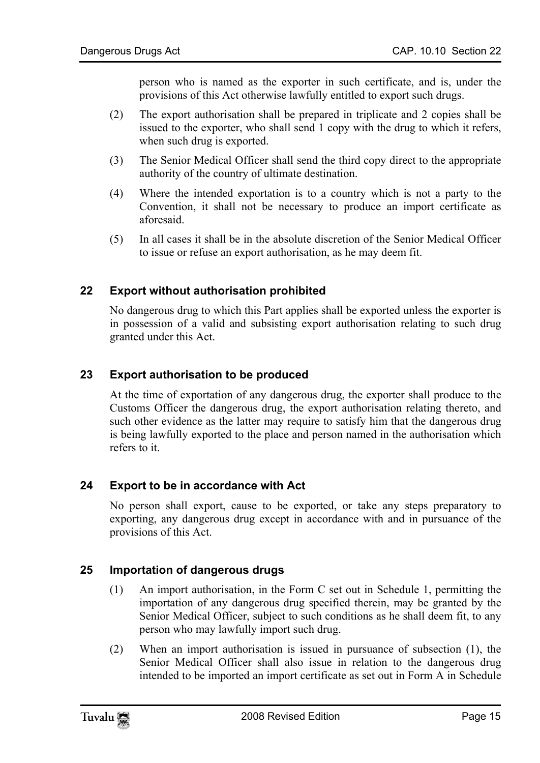person who is named as the exporter in such certificate, and is, under the provisions of this Act otherwise lawfully entitled to export such drugs.

(2) The export authorisation shall be prepared in triplicate and 2 copies shall be issued to the exporter, who shall send 1 copy with the drug to which it refers, when such drug is exported.

(3) The Senior Medical Officer shall send the third copy direct to the appropriate authority of the country of ultimate destination.

(4) Where the intended exportation is to a country which is not a party to the Convention, it shall not be necessary to produce an import certificate as aforesaid.

(5) In all cases it shall be in the absolute discretion of the Senior Medical Officer to issue or refuse an export authorisation, as he may deem fit.

### 22 Export without authorisation prohibited

No dangerous drug to which this Part applies shall be exported unless the exporter is in possession of a valid and subsisting export authorisation relating to such drug granted under this Act.

### 23 Export authorisation to be produced

At the time of exportation of any dangerous drug, the exporter shall produce to the Customs Officer the dangerous drug, the export authorisation relating thereto, and such other evidence as the latter may require to satisfy him that the dangerous drug is being lawfully exported to the place and person named in the authorisation which refers to it.

### 24 Export to be in accordance with Act

No person shall export, cause to be exported, or take any steps preparatory to exporting, any dangerous drug except in accordance with and in pursuance of the provisions of this Act.

### 25 Importation of dangerous drugs

(1) An import authorisation, in the Form C set out in Schedule 1, permitting the importation of any dangerous drug specified therein, may be granted by the Senior Medical Officer, subject to such conditions as he shall deem fit, to any person who may lawfully import such drug.

(2) When an import authorisation is issued in pursuance of subsection (1), the Senior Medical Officer shall also issue in relation to the dangerous drug intended to be imported an import certificate as set out in Form A in Schedule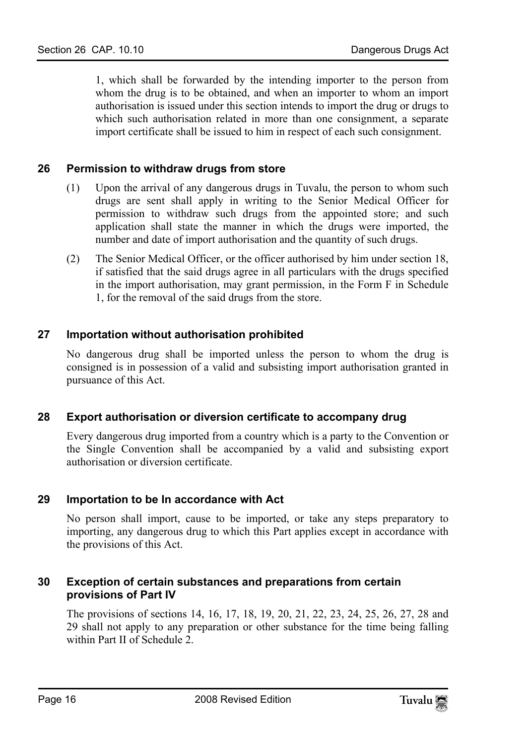1, which shall be forwarded by the intending importer to the person from whom the drug is to be obtained, and when an importer to whom an import authorisation is issued under this section intends to import the drug or drugs to which such authorisation related in more than one consignment, a separate import certificate shall be issued to him in respect of each such consignment.

## 26 Permission to withdraw drugs from store

(1) Upon the arrival of any dangerous drugs in Tuvalu, the person to whom such drugs are sent shall apply in writing to the Senior Medical Officer for permission to withdraw such drugs from the appointed store; and such application shall state the manner in which the drugs were imported, the number and date of import authorisation and the quantity of such drugs.

(2) The Senior Medical Officer, or the officer authorised by him under section 18, if satisfied that the said drugs agree in all particulars with the drugs specified in the import authorisation, may grant permission, in the Form F in Schedule 1, for the removal of the said drugs from the store.

## 27 Importation without authorisation prohibited

No dangerous drug shall be imported unless the person to whom the drug is consigned is in possession of a valid and subsisting import authorisation granted in pursuance of this Act.

## 28 Export authorisation or diversion certificate to accompany drug

Every dangerous drug imported from a country which is a party to the Convention or the Single Convention shall be accompanied by a valid and subsisting export authorisation or diversion certificate.

## 29 Importation to be In accordance with Act

No person shall import, cause to be imported, or take any steps preparatory to importing, any dangerous drug to which this Part applies except in accordance with the provisions of this Act.

## 30 Exception of certain substances and preparations from certain provisions of Part IV

The provisions of sections 14, 16, 17, 18, 19, 20, 21, 22, 23, 24, 25, 26, 27, 28 and 29 shall not apply to any preparation or other substance for the time being falling within Part II of Schedule 2.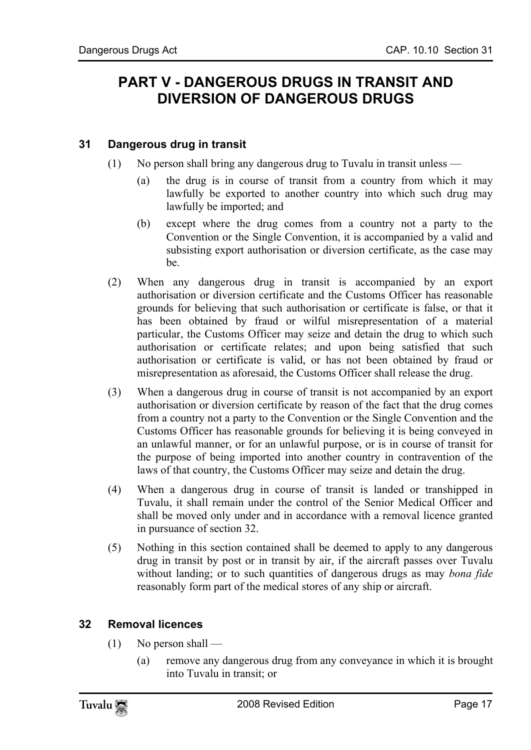# PART V - DANGEROUS DRUGS IN TRANSIT AND DIVERSION OF DANGEROUS DRUGS

### 31 Dangerous drug in transit

(1) No person shall bring any dangerous drug to Tuvalu in transit unless —

(a) the drug is in course of transit from a country from which it may lawfully be exported to another country into which such drug may lawfully be imported; and

(b) except where the drug comes from a country not a party to the Convention or the Single Convention, it is accompanied by a valid and subsisting export authorisation or diversion certificate, as the case may be.

(2) When any dangerous drug in transit is accompanied by an export authorisation or diversion certificate and the Customs Officer has reasonable grounds for believing that such authorisation or certificate is false, or that it has been obtained by fraud or wilful misrepresentation of a material particular, the Customs Officer may seize and detain the drug to which such authorisation or certificate relates; and upon being satisfied that such authorisation or certificate is valid, or has not been obtained by fraud or misrepresentation as aforesaid, the Customs Officer shall release the drug.

(3) When a dangerous drug in course of transit is not accompanied by an export authorisation or diversion certificate by reason of the fact that the drug comes from a country not a party to the Convention or the Single Convention and the Customs Officer has reasonable grounds for believing it is being conveyed in an unlawful manner, or for an unlawful purpose, or is in course of transit for the purpose of being imported into another country in contravention of the laws of that country, the Customs Officer may seize and detain the drug.

(4) When a dangerous drug in course of transit is landed or transhipped in Tuvalu, it shall remain under the control of the Senior Medical Officer and shall be moved only under and in accordance with a removal licence granted in pursuance of section 32.

(5) Nothing in this section contained shall be deemed to apply to any dangerous drug in transit by post or in transit by air, if the aircraft passes over Tuvalu without landing; or to such quantities of dangerous drugs as may *bona fide* reasonably form part of the medical stores of any ship or aircraft.

### 32 Removal licences

(1) No person shall —

(a) remove any dangerous drug from any conveyance in which it is brought into Tuvalu in transit; or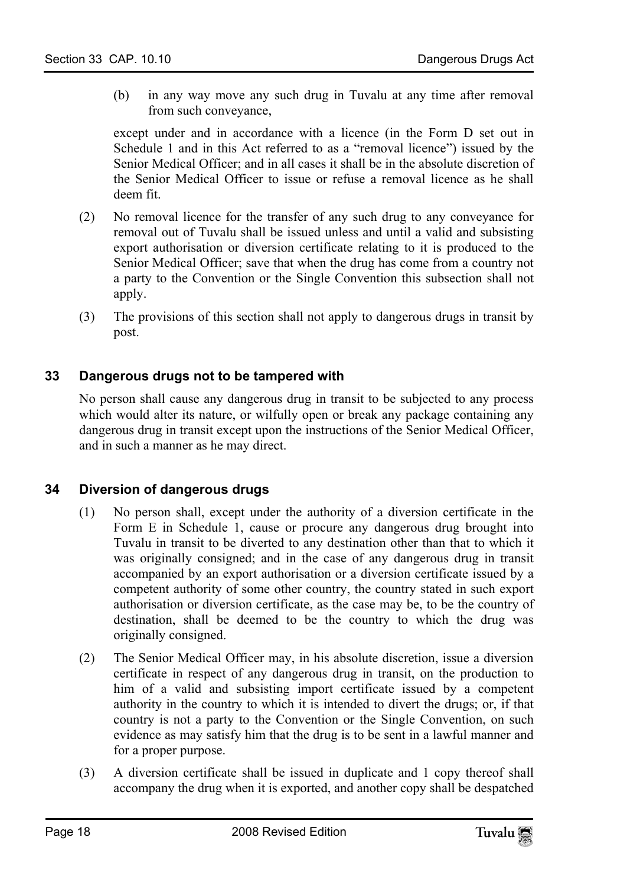(b) in any way move any such drug in Tuvalu at any time after removal from such conveyance,

except under and in accordance with a licence (in the Form D set out in Schedule 1 and in this Act referred to as a "removal licence") issued by the Senior Medical Officer; and in all cases it shall be in the absolute discretion of the Senior Medical Officer to issue or refuse a removal licence as he shall deem fit.

(2) No removal licence for the transfer of any such drug to any conveyance for removal out of Tuvalu shall be issued unless and until a valid and subsisting export authorisation or diversion certificate relating to it is produced to the Senior Medical Officer; save that when the drug has come from a country not a party to the Convention or the Single Convention this subsection shall not apply.

(3) The provisions of this section shall not apply to dangerous drugs in transit by post.

## 33 Dangerous drugs not to be tampered with

No person shall cause any dangerous drug in transit to be subjected to any process which would alter its nature, or wilfully open or break any package containing any dangerous drug in transit except upon the instructions of the Senior Medical Officer, and in such a manner as he may direct.

## 34 Diversion of dangerous drugs

(1) No person shall, except under the authority of a diversion certificate in the Form E in Schedule 1, cause or procure any dangerous drug brought into Tuvalu in transit to be diverted to any destination other than that to which it was originally consigned; and in the case of any dangerous drug in transit accompanied by an export authorisation or a diversion certificate issued by a competent authority of some other country, the country stated in such export authorisation or diversion certificate, as the case may be, to be the country of destination, shall be deemed to be the country to which the drug was originally consigned.

(2) The Senior Medical Officer may, in his absolute discretion, issue a diversion certificate in respect of any dangerous drug in transit, on the production to him of a valid and subsisting import certificate issued by a competent authority in the country to which it is intended to divert the drugs; or, if that country is not a party to the Convention or the Single Convention, on such evidence as may satisfy him that the drug is to be sent in a lawful manner and for a proper purpose.

(3) A diversion certificate shall be issued in duplicate and 1 copy thereof shall accompany the drug when it is exported, and another copy shall be despatched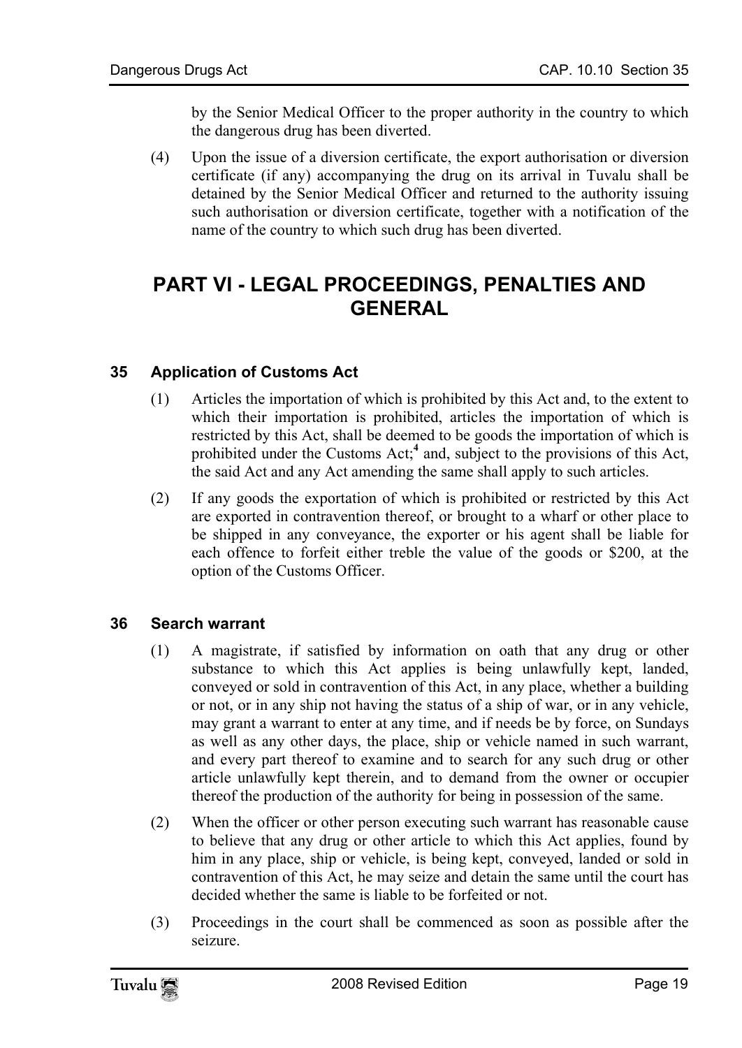by the Senior Medical Officer to the proper authority in the country to which the dangerous drug has been diverted.

(4) Upon the issue of a diversion certificate, the export authorisation or diversion certificate (if any) accompanying the drug on its arrival in Tuvalu shall be detained by the Senior Medical Officer and returned to the authority issuing such authorisation or diversion certificate, together with a notification of the name of the country to which such drug has been diverted.

# PART VI - LEGAL PROCEEDINGS, PENALTIES AND GENERAL

### 35 Application of Customs Act

(1) Articles the importation of which is prohibited by this Act and, to the extent to which their importation is prohibited, articles the importation of which is restricted by this Act, shall be deemed to be goods the importation of which is prohibited under the Customs Act;[4] and, subject to the provisions of this Act, the said Act and any Act amending the same shall apply to such articles.

(2) If any goods the exportation of which is prohibited or restricted by this Act are exported in contravention thereof, or brought to a wharf or other place to be shipped in any conveyance, the exporter or his agent shall be liable for each offence to forfeit either treble the value of the goods or $200, at the option of the Customs Officer.

### 36 Search warrant

(1) A magistrate, if satisfied by information on oath that any drug or other substance to which this Act applies is being unlawfully kept, landed, conveyed or sold in contravention of this Act, in any place, whether a building or not, or in any ship not having the status of a ship of war, or in any vehicle, may grant a warrant to enter at any time, and if needs be by force, on Sundays as well as any other days, the place, ship or vehicle named in such warrant, and every part thereof to examine and to search for any such drug or other article unlawfully kept therein, and to demand from the owner or occupier thereof the production of the authority for being in possession of the same.

(2) When the officer or other person executing such warrant has reasonable cause to believe that any drug or other article to which this Act applies, found by him in any place, ship or vehicle, is being kept, conveyed, landed or sold in contravention of this Act, he may seize and detain the same until the court has decided whether the same is liable to be forfeited or not.

(3) Proceedings in the court shall be commenced as soon as possible after the seizure.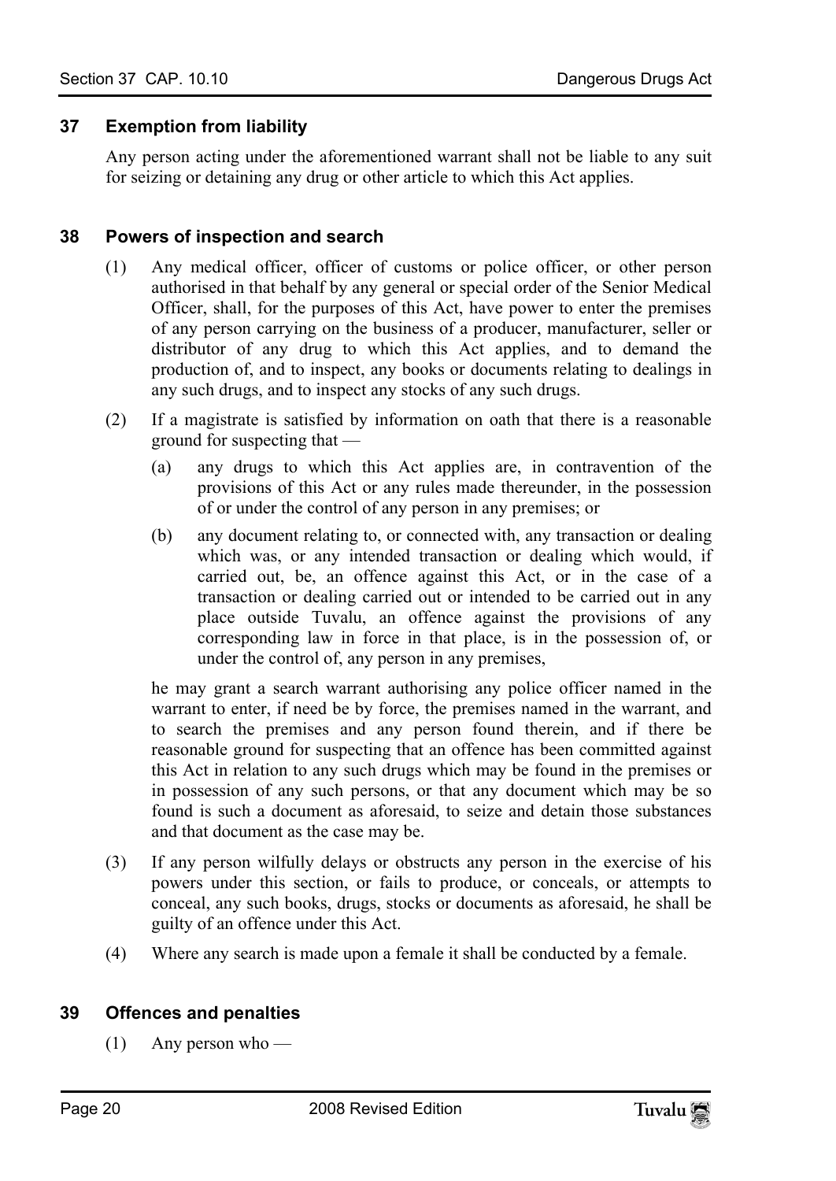## 37 Exemption from liability

Any person acting under the aforementioned warrant shall not be liable to any suit for seizing or detaining any drug or other article to which this Act applies.

## 38 Powers of inspection and search

(1) Any medical officer, officer of customs or police officer, or other person authorised in that behalf by any general or special order of the Senior Medical Officer, shall, for the purposes of this Act, have power to enter the premises of any person carrying on the business of a producer, manufacturer, seller or distributor of any drug to which this Act applies, and to demand the production of, and to inspect, any books or documents relating to dealings in any such drugs, and to inspect any stocks of any such drugs.

(2) If a magistrate is satisfied by information on oath that there is a reasonable ground for suspecting that —

(a) any drugs to which this Act applies are, in contravention of the provisions of this Act or any rules made thereunder, in the possession of or under the control of any person in any premises; or

(b) any document relating to, or connected with, any transaction or dealing which was, or any intended transaction or dealing which would, if carried out, be, an offence against this Act, or in the case of a transaction or dealing carried out or intended to be carried out in any place outside Tuvalu, an offence against the provisions of any corresponding law in force in that place, is in the possession of, or under the control of, any person in any premises,

he may grant a search warrant authorising any police officer named in the warrant to enter, if need be by force, the premises named in the warrant, and to search the premises and any person found therein, and if there be reasonable ground for suspecting that an offence has been committed against this Act in relation to any such drugs which may be found in the premises or in possession of any such persons, or that any document which may be so found is such a document as aforesaid, to seize and detain those substances and that document as the case may be.

(3) If any person wilfully delays or obstructs any person in the exercise of his powers under this section, or fails to produce, or conceals, or attempts to conceal, any such books, drugs, stocks or documents as aforesaid, he shall be guilty of an offence under this Act.

(4) Where any search is made upon a female it shall be conducted by a female.

## 39 Offences and penalties

(1) Any person who —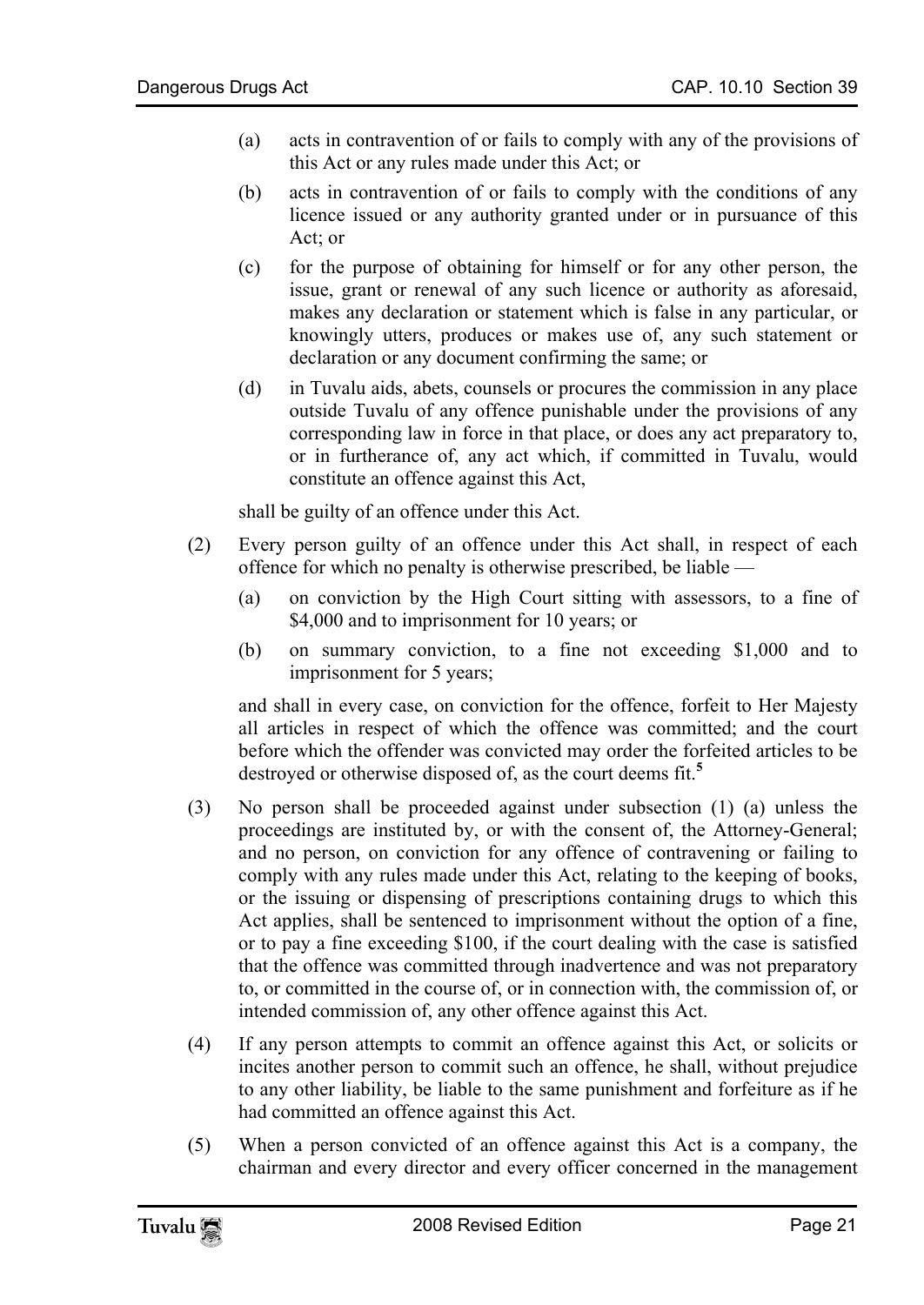(a) acts in contravention of or fails to comply with any of the provisions of this Act or any rules made under this Act; or

(b) acts in contravention of or fails to comply with the conditions of any licence issued or any authority granted under or in pursuance of this Act; or

(c) for the purpose of obtaining for himself or for any other person, the issue, grant or renewal of any such licence or authority as aforesaid, makes any declaration or statement which is false in any particular, or knowingly utters, produces or makes use of, any such statement or declaration or any document confirming the same; or

(d) in Tuvalu aids, abets, counsels or procures the commission in any place outside Tuvalu of any offence punishable under the provisions of any corresponding law in force in that place, or does any act preparatory to, or in furtherance of, any act which, if committed in Tuvalu, would constitute an offence against this Act,

shall be guilty of an offence under this Act.

(2) Every person guilty of an offence under this Act shall, in respect of each offence for which no penalty is otherwise prescribed, be liable —

(a) on conviction by the High Court sitting with assessors, to a fine of $4,000 and to imprisonment for 10 years; or

(b) on summary conviction, to a fine not exceeding $1,000 and to imprisonment for 5 years;

and shall in every case, on conviction for the offence, forfeit to Her Majesty all articles in respect of which the offence was committed; and the court before which the offender was convicted may order the forfeited articles to be destroyed or otherwise disposed of, as the court deems fit.[5]

(3) No person shall be proceeded against under subsection (1) (a) unless the proceedings are instituted by, or with the consent of, the Attorney-General; and no person, on conviction for any offence of contravening or failing to comply with any rules made under this Act, relating to the keeping of books, or the issuing or dispensing of prescriptions containing drugs to which this Act applies, shall be sentenced to imprisonment without the option of a fine, or to pay a fine exceeding $100, if the court dealing with the case is satisfied that the offence was committed through inadvertence and was not preparatory to, or committed in the course of, or in connection with, the commission of, or intended commission of, any other offence against this Act.

(4) If any person attempts to commit an offence against this Act, or solicits or incites another person to commit such an offence, he shall, without prejudice to any other liability, be liable to the same punishment and forfeiture as if he had committed an offence against this Act.

(5) When a person convicted of an offence against this Act is a company, the chairman and every director and every officer concerned in the management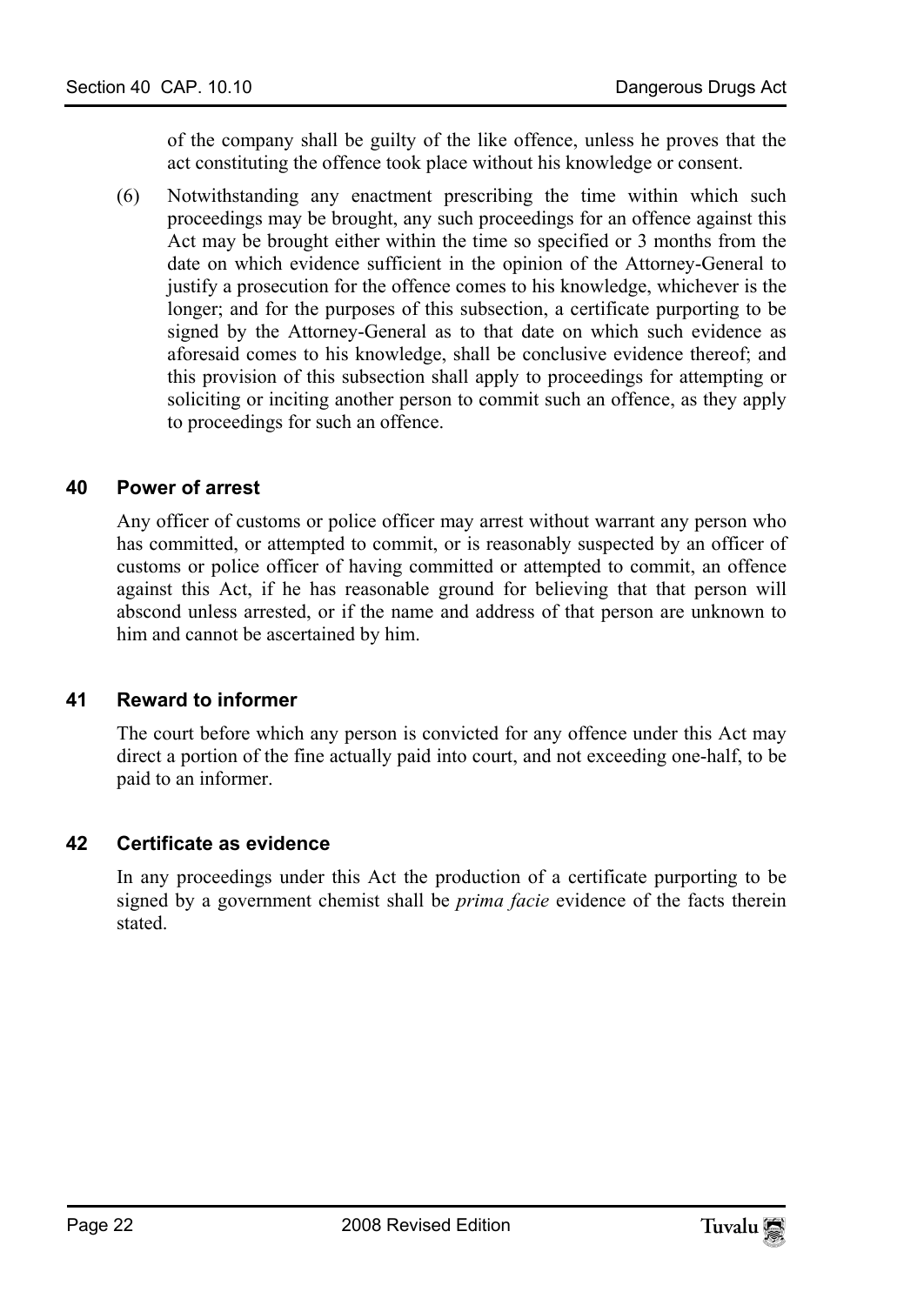of the company shall be guilty of the like offence, unless he proves that the act constituting the offence took place without his knowledge or consent.

(6) Notwithstanding any enactment prescribing the time within which such proceedings may be brought, any such proceedings for an offence against this Act may be brought either within the time so specified or 3 months from the date on which evidence sufficient in the opinion of the Attorney-General to justify a prosecution for the offence comes to his knowledge, whichever is the longer; and for the purposes of this subsection, a certificate purporting to be signed by the Attorney-General as to that date on which such evidence as aforesaid comes to his knowledge, shall be conclusive evidence thereof; and this provision of this subsection shall apply to proceedings for attempting or soliciting or inciting another person to commit such an offence, as they apply to proceedings for such an offence.

## 40 Power of arrest

Any officer of customs or police officer may arrest without warrant any person who has committed, or attempted to commit, or is reasonably suspected by an officer of customs or police officer of having committed or attempted to commit, an offence against this Act, if he has reasonable ground for believing that that person will abscond unless arrested, or if the name and address of that person are unknown to him and cannot be ascertained by him.

## 41 Reward to informer

The court before which any person is convicted for any offence under this Act may direct a portion of the fine actually paid into court, and not exceeding one-half, to be paid to an informer.

## 42 Certificate as evidence

In any proceedings under this Act the production of a certificate purporting to be signed by a government chemist shall be *prima facie* evidence of the facts therein stated.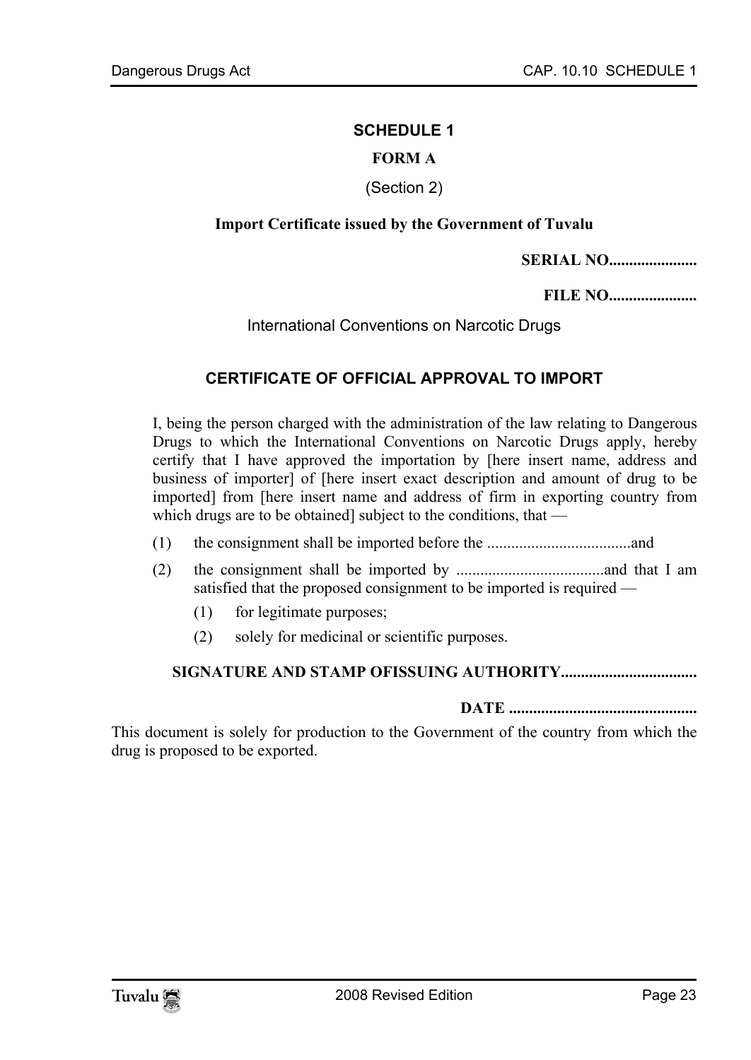## SCHEDULE 1

### FORM A

(Section 2)

**Import Certificate issued by the Government of Tuvalu**

**SERIAL NO.....................**

**FILE NO.....................**

International Conventions on Narcotic Drugs

### CERTIFICATE OF OFFICIAL APPROVAL TO IMPORT

I, being the person charged with the administration of the law relating to Dangerous Drugs to which the International Conventions on Narcotic Drugs apply, hereby certify that I have approved the importation by [here insert name, address and business of importer] of [here insert exact description and amount of drug to be imported] from [here insert name and address of firm in exporting country from which drugs are to be obtained] subject to the conditions, that —

(1) the consignment shall be imported before the ...................................and

(2) the consignment shall be imported by .....................................and that I am satisfied that the proposed consignment to be imported is required —

  (1) for legitimate purposes;

  (2) solely for medicinal or scientific purposes.

**SIGNATURE AND STAMP OFISSUING AUTHORITY.................................**

**DATE ..............................................**

This document is solely for production to the Government of the country from which the drug is proposed to be exported.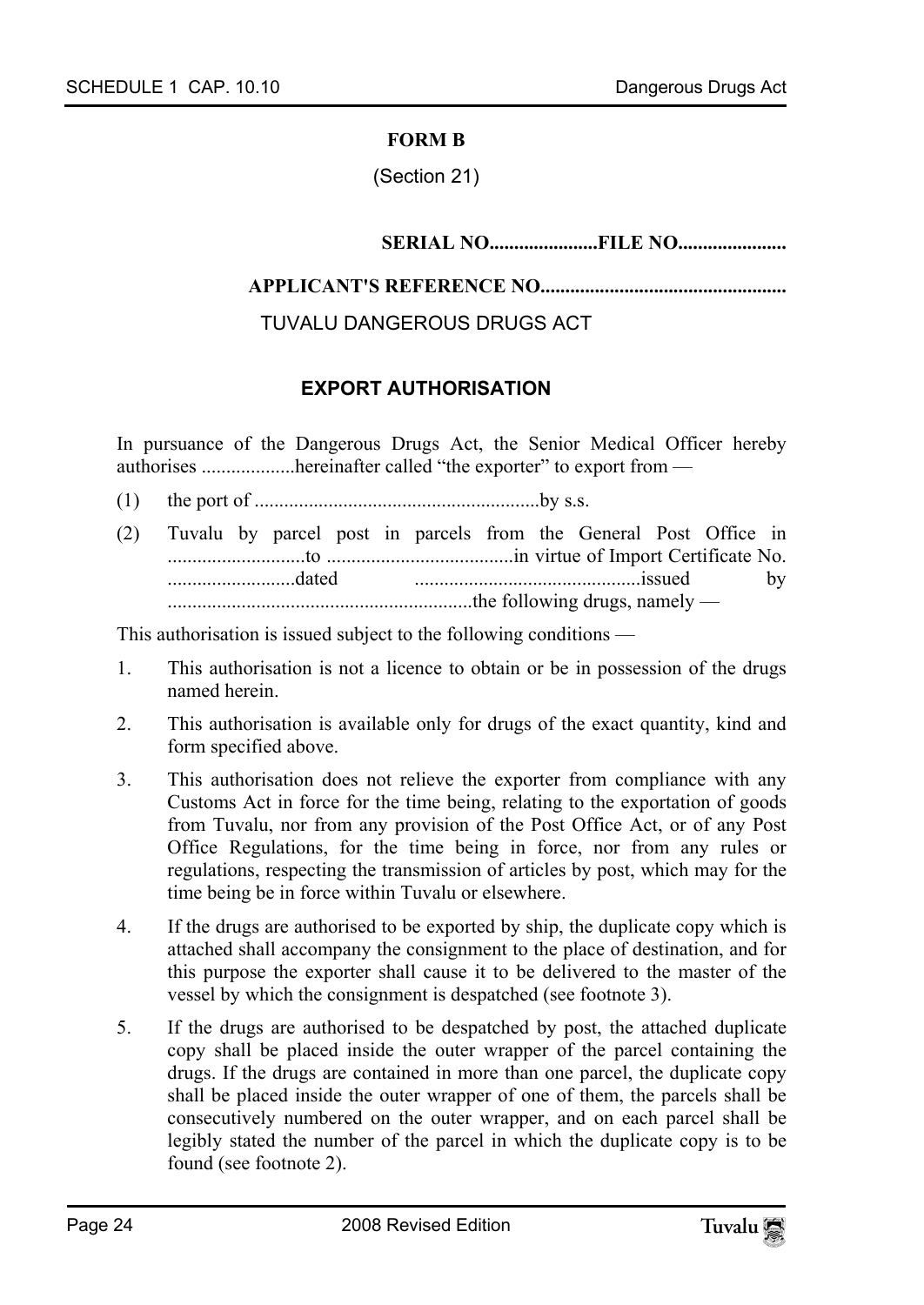**FORM B**

(Section 21)

**SERIAL NO......................FILE NO......................**

**APPLICANT'S REFERENCE NO..................................................**

TUVALU DANGEROUS DRUGS ACT

**EXPORT AUTHORISATION**

In pursuance of the Dangerous Drugs Act, the Senior Medical Officer hereby authorises ...................hereinafter called "the exporter" to export from —

(1) the port of ..........................................................by s.s.

(2) Tuvalu by parcel post in parcels from the General Post Office in ...........................to ......................................in virtue of Import Certificate No. ..........................dated .............................................issued by .............................................................the following drugs, namely —

This authorisation is issued subject to the following conditions —

1. This authorisation is not a licence to obtain or be in possession of the drugs named herein.
2. This authorisation is available only for drugs of the exact quantity, kind and form specified above.
3. This authorisation does not relieve the exporter from compliance with any Customs Act in force for the time being, relating to the exportation of goods from Tuvalu, nor from any provision of the Post Office Act, or of any Post Office Regulations, for the time being in force, nor from any rules or regulations, respecting the transmission of articles by post, which may for the time being be in force within Tuvalu or elsewhere.
4. If the drugs are authorised to be exported by ship, the duplicate copy which is attached shall accompany the consignment to the place of destination, and for this purpose the exporter shall cause it to be delivered to the master of the vessel by which the consignment is despatched (see footnote 3).
5. If the drugs are authorised to be despatched by post, the attached duplicate copy shall be placed inside the outer wrapper of the parcel containing the drugs. If the drugs are contained in more than one parcel, the duplicate copy shall be placed inside the outer wrapper of one of them, the parcels shall be consecutively numbered on the outer wrapper, and on each parcel shall be legibly stated the number of the parcel in which the duplicate copy is to be found (see footnote 2).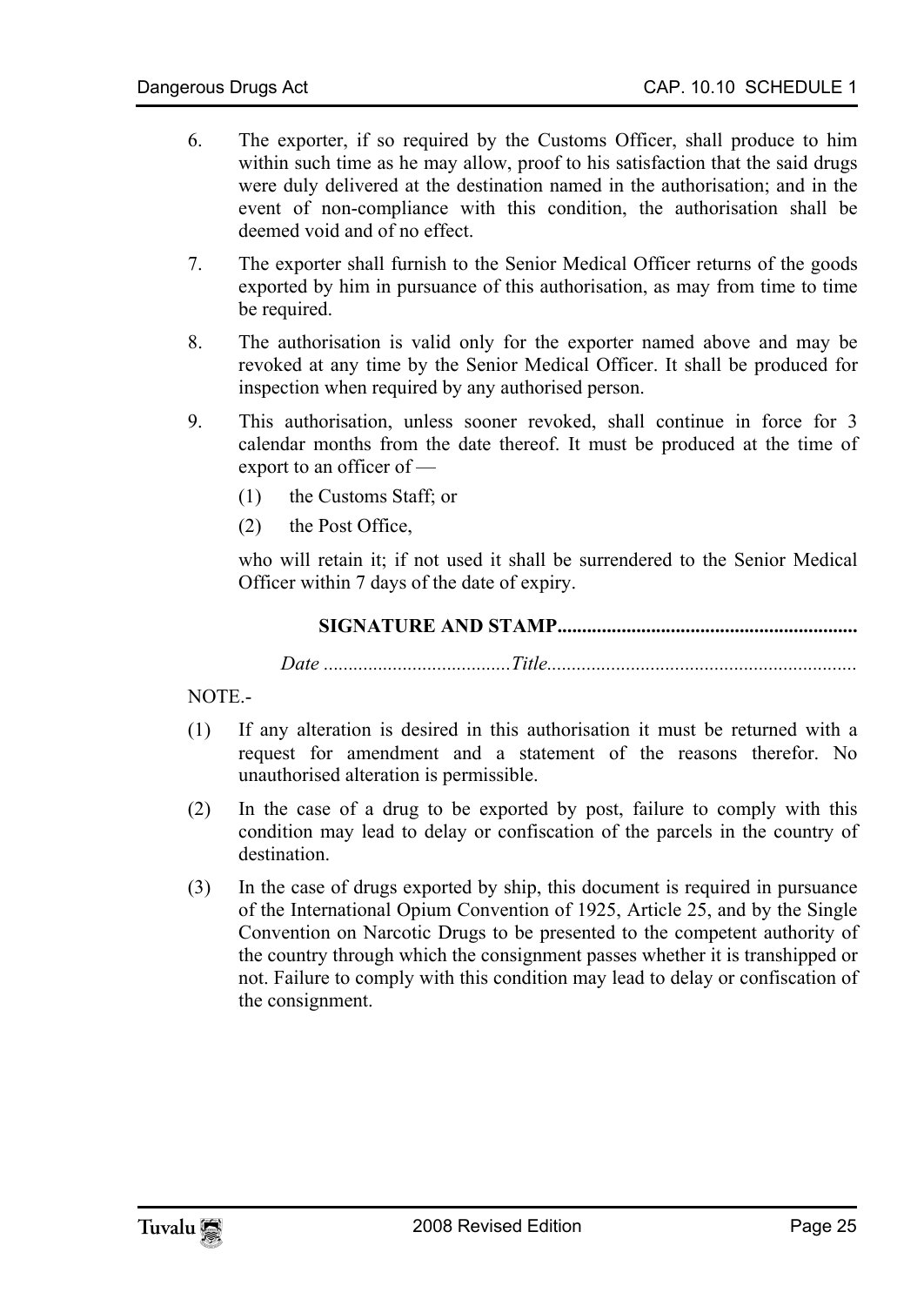6. The exporter, if so required by the Customs Officer, shall produce to him within such time as he may allow, proof to his satisfaction that the said drugs were duly delivered at the destination named in the authorisation; and in the event of non-compliance with this condition, the authorisation shall be deemed void and of no effect.

7. The exporter shall furnish to the Senior Medical Officer returns of the goods exported by him in pursuance of this authorisation, as may from time to time be required.

8. The authorisation is valid only for the exporter named above and may be revoked at any time by the Senior Medical Officer. It shall be produced for inspection when required by any authorised person.

9. This authorisation, unless sooner revoked, shall continue in force for 3 calendar months from the date thereof. It must be produced at the time of export to an officer of —

   (1) the Customs Staff; or

   (2) the Post Office,

   who will retain it; if not used it shall be surrendered to the Senior Medical Officer within 7 days of the date of expiry.

**SIGNATURE AND STAMP............................................................**

*Date .....................................Title..............................................................*

NOTE.-

(1) If any alteration is desired in this authorisation it must be returned with a request for amendment and a statement of the reasons therefor. No unauthorised alteration is permissible.

(2) In the case of a drug to be exported by post, failure to comply with this condition may lead to delay or confiscation of the parcels in the country of destination.

(3) In the case of drugs exported by ship, this document is required in pursuance of the International Opium Convention of 1925, Article 25, and by the Single Convention on Narcotic Drugs to be presented to the competent authority of the country through which the consignment passes whether it is transhipped or not. Failure to comply with this condition may lead to delay or confiscation of the consignment.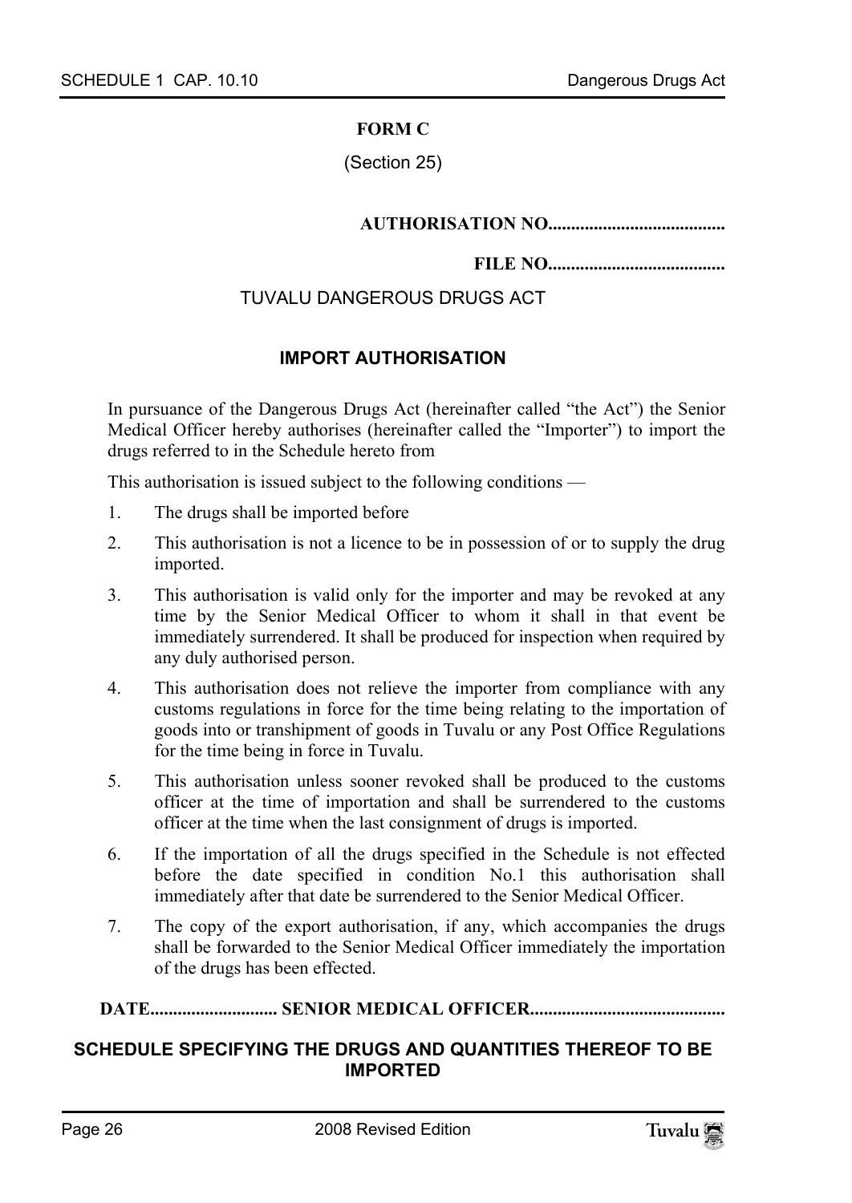**FORM C**

(Section 25)

**AUTHORISATION NO.......................................**

**FILE NO.......................................**

TUVALU DANGEROUS DRUGS ACT

**IMPORT AUTHORISATION**

In pursuance of the Dangerous Drugs Act (hereinafter called "the Act") the Senior Medical Officer hereby authorises (hereinafter called the "Importer") to import the drugs referred to in the Schedule hereto from

This authorisation is issued subject to the following conditions —

1. The drugs shall be imported before
2. This authorisation is not a licence to be in possession of or to supply the drug imported.
3. This authorisation is valid only for the importer and may be revoked at any time by the Senior Medical Officer to whom it shall in that event be immediately surrendered. It shall be produced for inspection when required by any duly authorised person.
4. This authorisation does not relieve the importer from compliance with any customs regulations in force for the time being relating to the importation of goods into or transhipment of goods in Tuvalu or any Post Office Regulations for the time being in force in Tuvalu.
5. This authorisation unless sooner revoked shall be produced to the customs officer at the time of importation and shall be surrendered to the customs officer at the time when the last consignment of drugs is imported.
6. If the importation of all the drugs specified in the Schedule is not effected before the date specified in condition No.1 this authorisation shall immediately after that date be surrendered to the Senior Medical Officer.
7. The copy of the export authorisation, if any, which accompanies the drugs shall be forwarded to the Senior Medical Officer immediately the importation of the drugs has been effected.

**DATE........................... SENIOR MEDICAL OFFICER..........................................**

**SCHEDULE SPECIFYING THE DRUGS AND QUANTITIES THEREOF TO BE IMPORTED**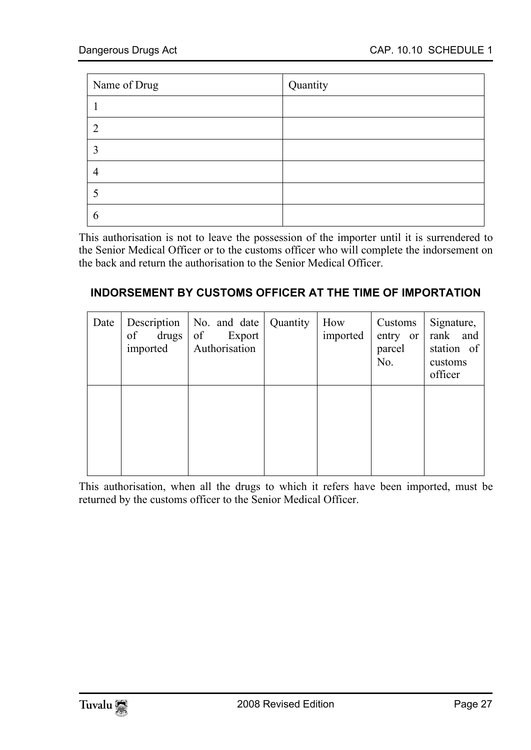| Name of Drug | Quantity |
|---|---|
| 1 | |
| 2 | |
| 3 | |
| 4 | |
| 5 | |
| 6 | |

This authorisation is not to leave the possession of the importer until it is surrendered to the Senior Medical Officer or to the customs officer who will complete the indorsement on the back and return the authorisation to the Senior Medical Officer.

### INDORSEMENT BY CUSTOMS OFFICER AT THE TIME OF IMPORTATION

| Date | Description of drugs imported | No. and date of Export Authorisation | Quantity | How imported | Customs entry or parcel No. | Signature, rank and station of customs officer |
|---|---|---|---|---|---|---|
| | | | | | | |

This authorisation, when all the drugs to which it refers have been imported, must be returned by the customs officer to the Senior Medical Officer.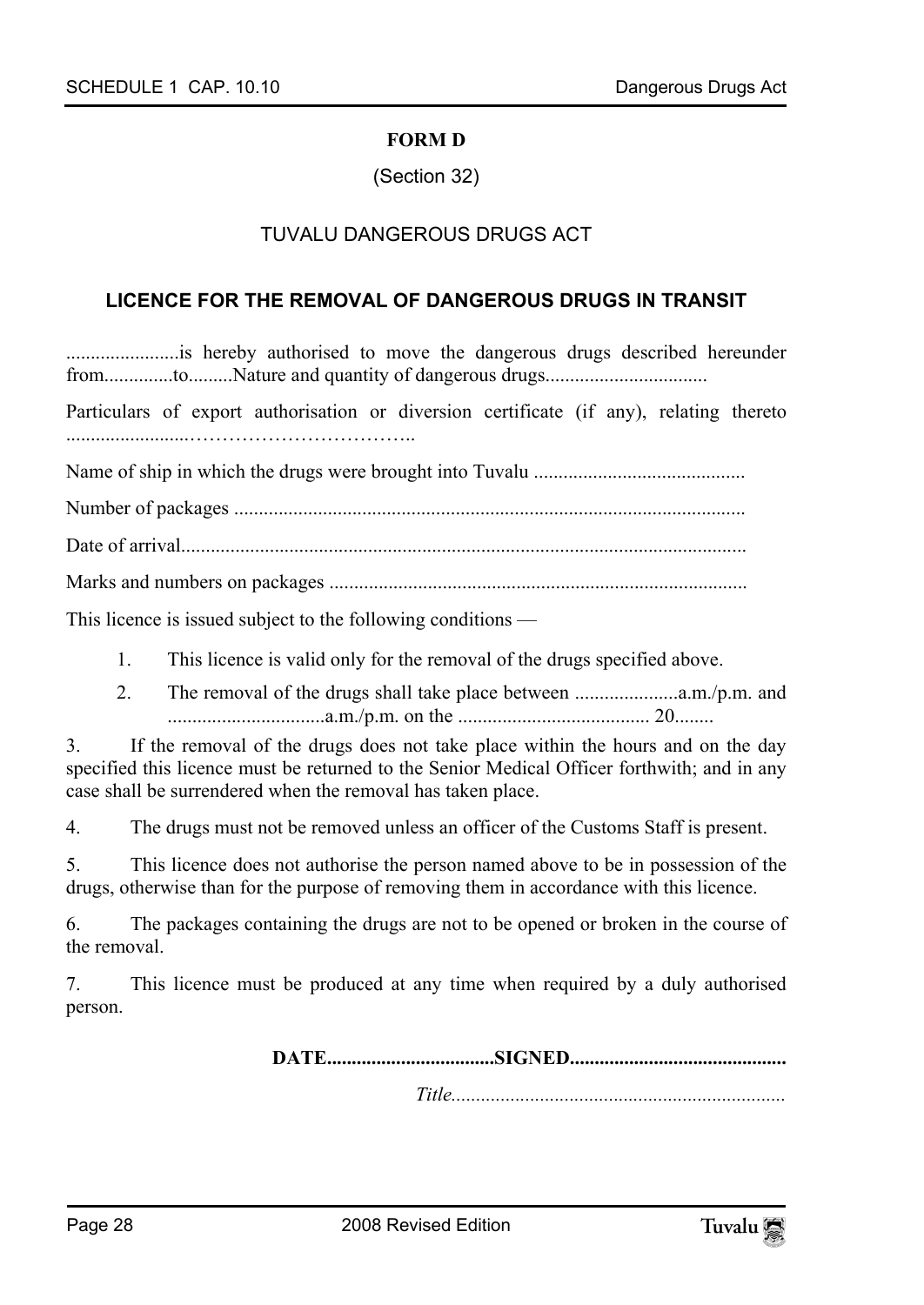**FORM D**

(Section 32)

TUVALU DANGEROUS DRUGS ACT

**LICENCE FOR THE REMOVAL OF DANGEROUS DRUGS IN TRANSIT**

.......................is hereby authorised to move the dangerous drugs described hereunder from..............to.........Nature and quantity of dangerous drugs.................................

Particulars of export authorisation or diversion certificate (if any), relating thereto .........................…………………………..

Name of ship in which the drugs were brought into Tuvalu ...........................................

Number of packages .......................................................................................................

Date of arrival..................................................................................................................

Marks and numbers on packages ....................................................................................

This licence is issued subject to the following conditions —

1. This licence is valid only for the removal of the drugs specified above.
2. The removal of the drugs shall take place between .....................a.m./p.m. and ................................a.m./p.m. on the ...................................... 20........

3. If the removal of the drugs does not take place within the hours and on the day specified this licence must be returned to the Senior Medical Officer forthwith; and in any case shall be surrendered when the removal has taken place.

4. The drugs must not be removed unless an officer of the Customs Staff is present.

5. This licence does not authorise the person named above to be in possession of the drugs, otherwise than for the purpose of removing them in accordance with this licence.

6. The packages containing the drugs are not to be opened or broken in the course of the removal.

7. This licence must be produced at any time when required by a duly authorised person.

**DATE..................................SIGNED............................................**

*Title....................................................................*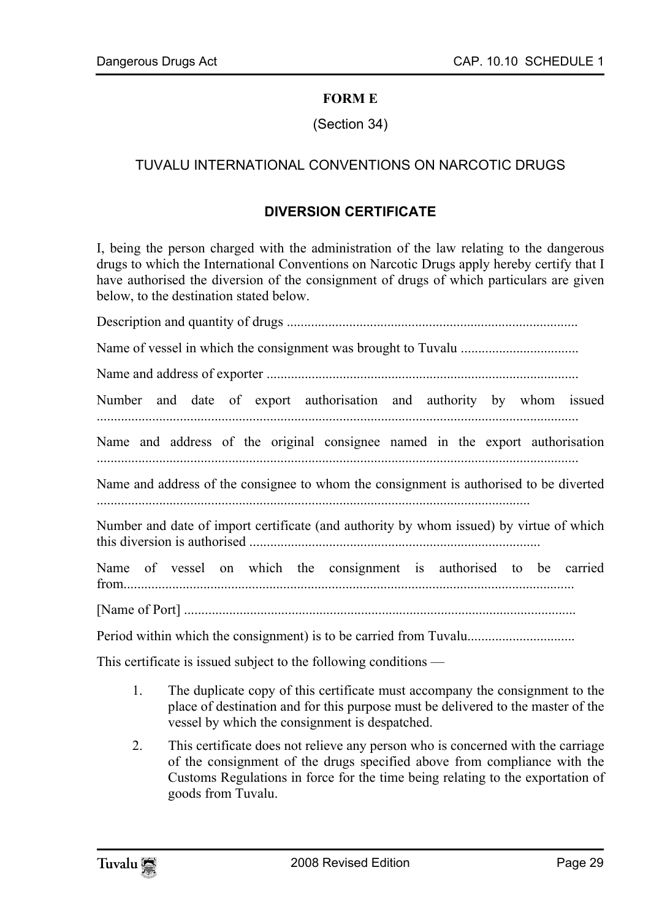**FORM E**

(Section 34)

TUVALU INTERNATIONAL CONVENTIONS ON NARCOTIC DRUGS

**DIVERSION CERTIFICATE**

I, being the person charged with the administration of the law relating to the dangerous drugs to which the International Conventions on Narcotic Drugs apply hereby certify that I have authorised the diversion of the consignment of drugs of which particulars are given below, to the destination stated below.

Description and quantity of drugs ....................................................................................

Name of vessel in which the consignment was brought to Tuvalu ..................................

Name and address of exporter ..........................................................................................

Number and date of export authorisation and authority by whom issued ..........................................................................................................................................

Name and address of the original consignee named in the export authorisation ..........................................................................................................................................

Name and address of the consignee to whom the consignment is authorised to be diverted ............................................................................................................................

Number and date of import certificate (and authority by whom issued) by virtue of which this diversion is authorised ...................................................................................

Name of vessel on which the consignment is authorised to be carried from.................................................................................................................................

[Name of Port] ................................................................................................................

Period within which the consignment) is to be carried from Tuvalu...............................

This certificate is issued subject to the following conditions —

1. The duplicate copy of this certificate must accompany the consignment to the place of destination and for this purpose must be delivered to the master of the vessel by which the consignment is despatched.
2. This certificate does not relieve any person who is concerned with the carriage of the consignment of the drugs specified above from compliance with the Customs Regulations in force for the time being relating to the exportation of goods from Tuvalu.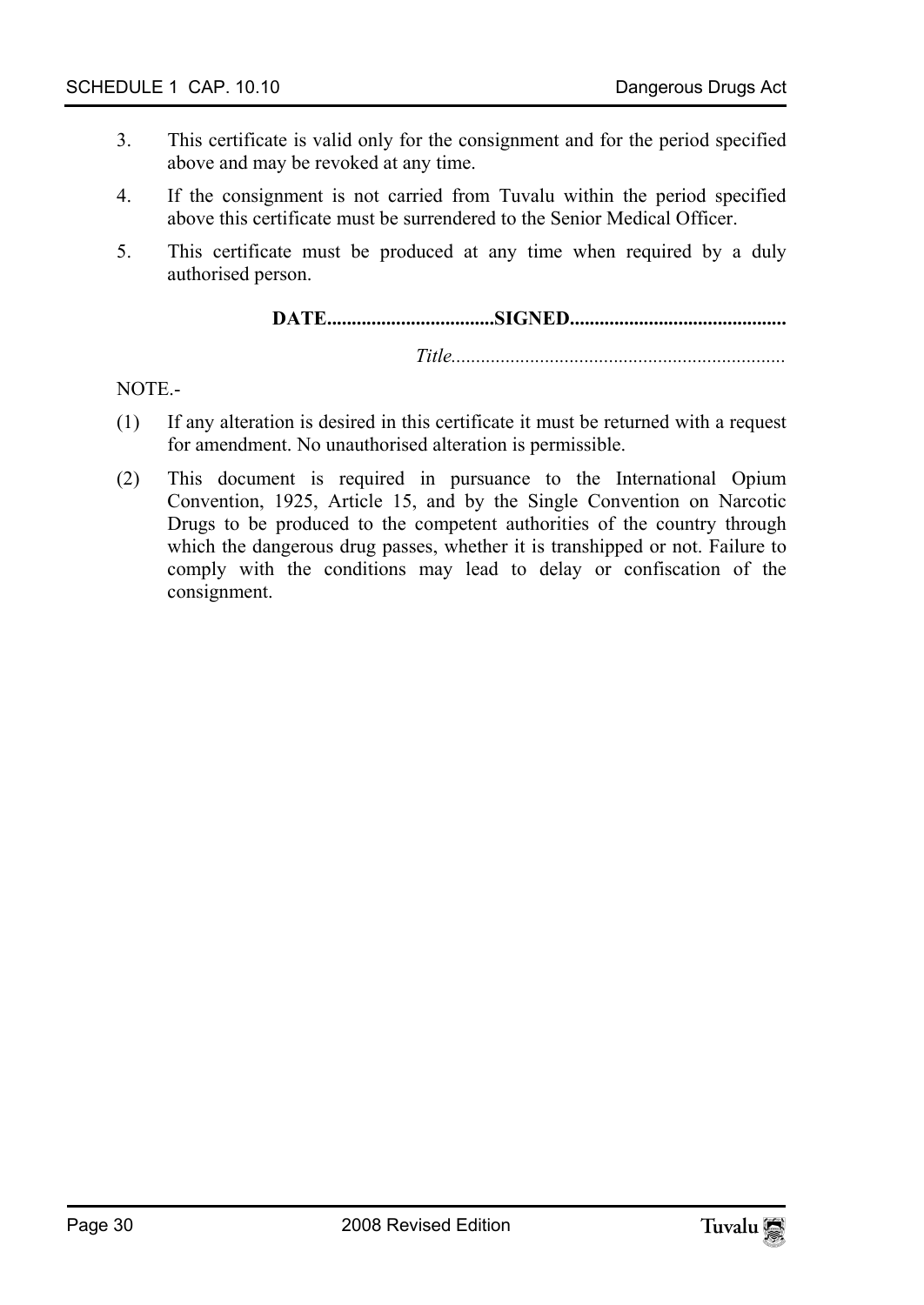3. This certificate is valid only for the consignment and for the period specified above and may be revoked at any time.

4. If the consignment is not carried from Tuvalu within the period specified above this certificate must be surrendered to the Senior Medical Officer.

5. This certificate must be produced at any time when required by a duly authorised person.

**DATE.................................SIGNED...........................................**

*Title...................................................................*

NOTE.-

(1) If any alteration is desired in this certificate it must be returned with a request for amendment. No unauthorised alteration is permissible.

(2) This document is required in pursuance to the International Opium Convention, 1925, Article 15, and by the Single Convention on Narcotic Drugs to be produced to the competent authorities of the country through which the dangerous drug passes, whether it is transhipped or not. Failure to comply with the conditions may lead to delay or confiscation of the consignment.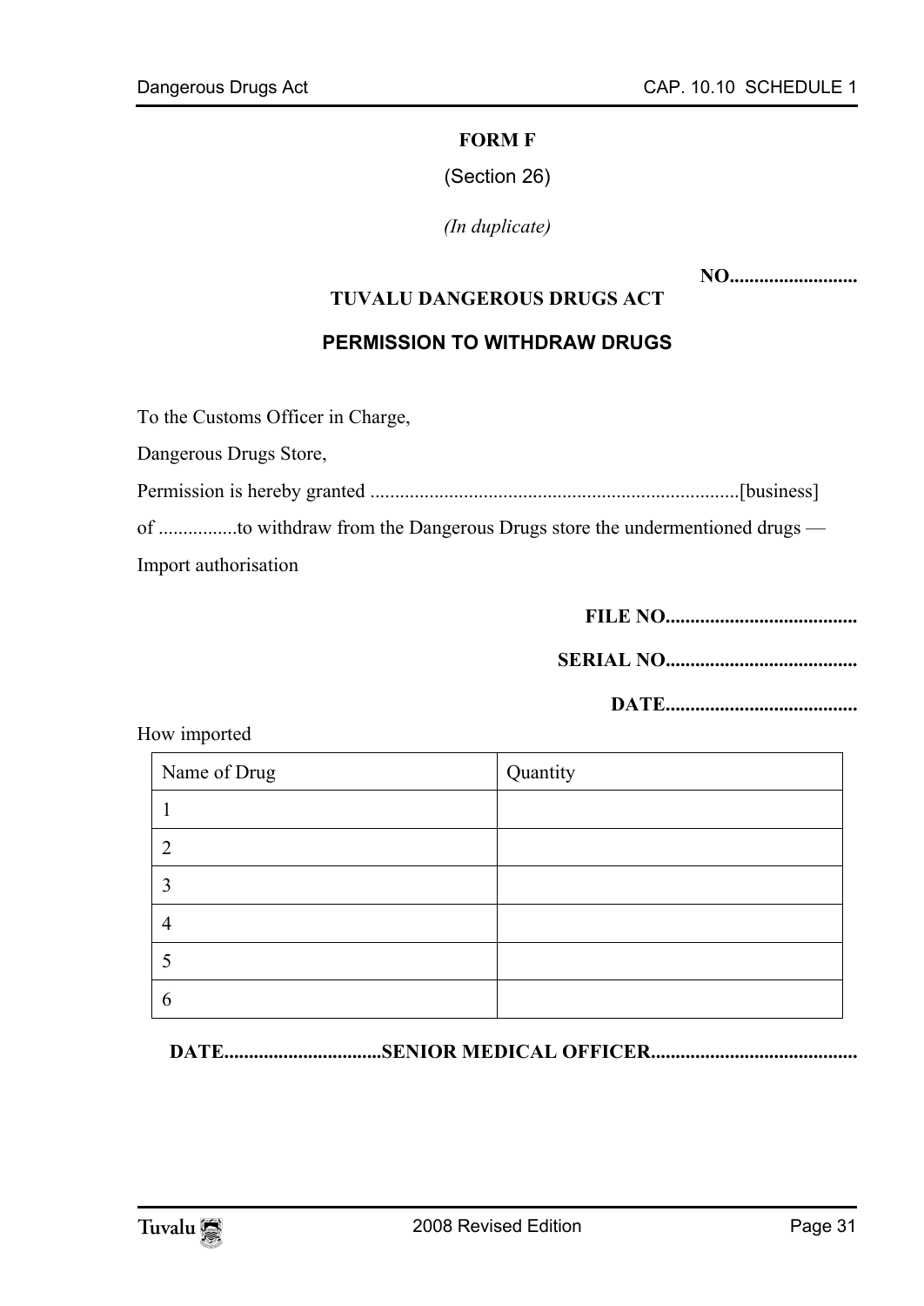**FORM F**

(Section 26)

*(In duplicate)*

**NO..........................**

**TUVALU DANGEROUS DRUGS ACT**

**PERMISSION TO WITHDRAW DRUGS**

To the Customs Officer in Charge,

Dangerous Drugs Store,

Permission is hereby granted ..........................................................................[business]

of ................to withdraw from the Dangerous Drugs store the undermentioned drugs —

Import authorisation

**FILE NO.......................................**

**SERIAL NO.......................................**

**DATE.......................................**

How imported

| Name of Drug | Quantity |
|---|---|
| 1 | |
| 2 | |
| 3 | |
| 4 | |
| 5 | |
| 6 | |

**DATE................................SENIOR MEDICAL OFFICER..........................................**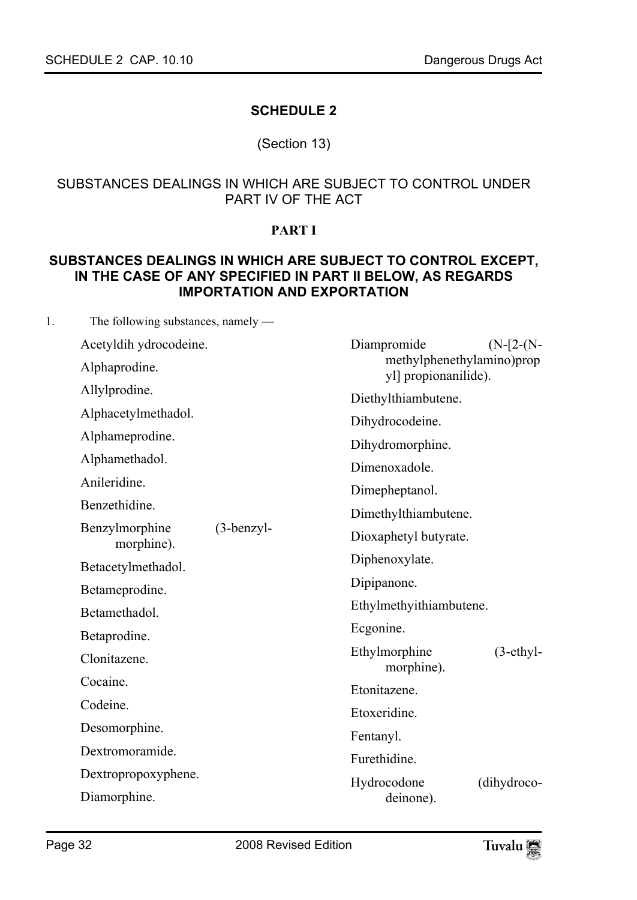# SCHEDULE 2

(Section 13)

## SUBSTANCES DEALINGS IN WHICH ARE SUBJECT TO CONTROL UNDER PART IV OF THE ACT

### PART I

### SUBSTANCES DEALINGS IN WHICH ARE SUBJECT TO CONTROL EXCEPT, IN THE CASE OF ANY SPECIFIED IN PART II BELOW, AS REGARDS IMPORTATION AND EXPORTATION

1. The following substances, namely —

Acetyldih ydrocodeine.

Alphaprodine.

Allylprodine.

Alphacetylmethadol.

Alphameprodine.

Alphamethadol.

Anileridine.

Benzethidine.

Benzylmorphine (3-benzyl-morphine).

Betacetylmethadol.

Betameprodine.

Betamethadol.

Betaprodine.

Clonitazene.

Cocaine.

Codeine.

Desomorphine.

Dextromoramide.

Dextropropoxyphene.

Diamorphine.

Diampromide (N-[2-(N-methylphenethylamino)propyl] propionanilide).

Diethylthiambutene.

Dihydrocodeine.

Dihydromorphine.

Dimenoxadole.

Dimepheptanol.

Dimethylthiambutene.

Dioxaphetyl butyrate.

Diphenoxylate.

Dipipanone.

Ethylmethyithiambutene.

Ecgonine.

Ethylmorphine (3-ethyl-morphine).

Etonitazene.

Etoxeridine.

Fentanyl.

Furethidine.

Hydrocodone (dihydroco-deinone).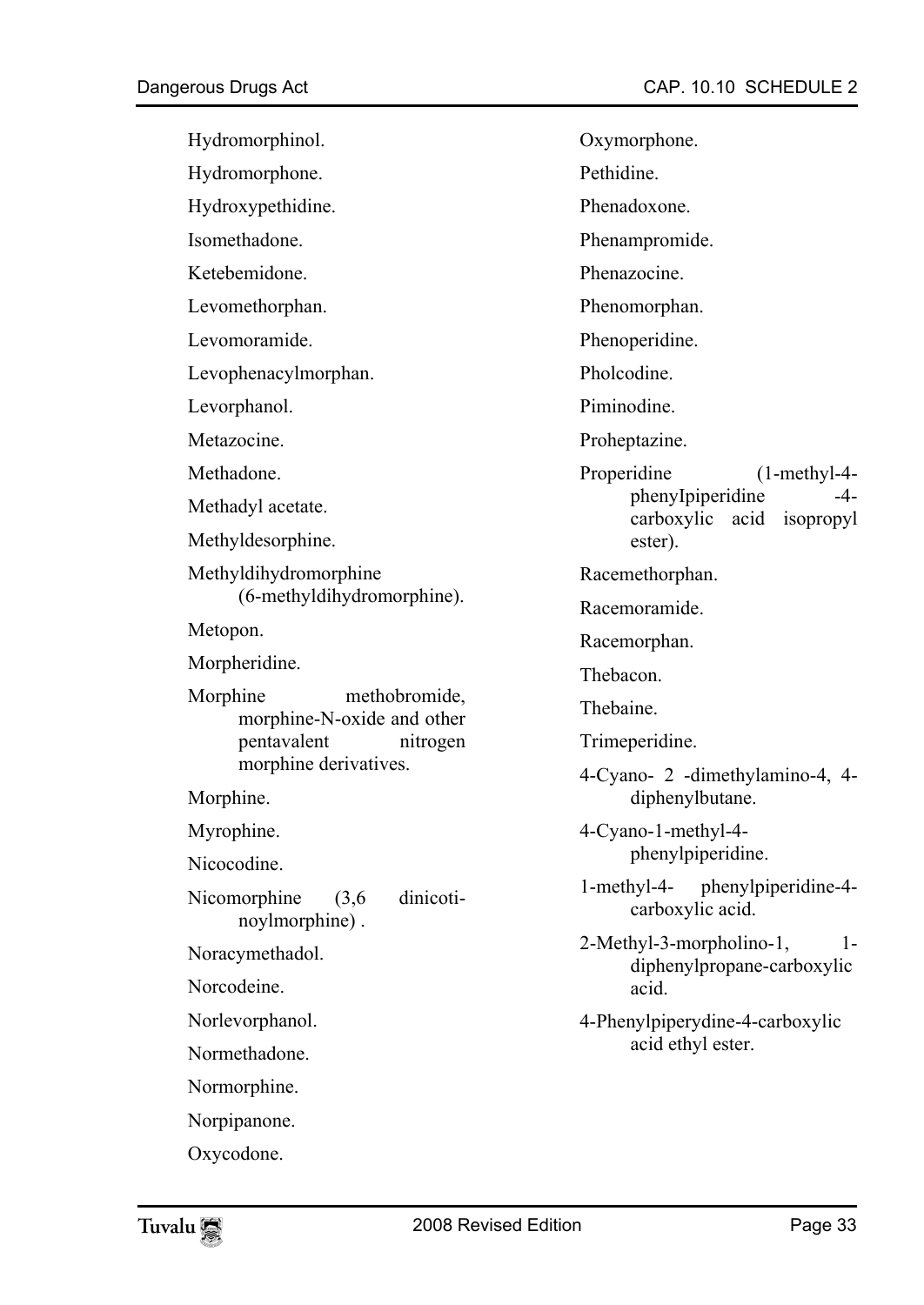Hydromorphinol.

Hydromorphone.

Hydroxypethidine.

Isomethadone.

Ketebemidone.

Levomethorphan.

Levomoramide.

Levophenacylmorphan.

Levorphanol.

Metazocine.

Methadone.

Methadyl acetate.

Methyldesorphine.

Methyldihydromorphine (6-methyldihydromorphine).

Metopon.

Morpheridine.

Morphine methobromide, morphine-N-oxide and other pentavalent nitrogen morphine derivatives.

Morphine.

Myrophine.

Nicocodine.

Nicomorphine (3,6 dinicotinoylmorphine) .

Noracymethadol.

Norcodeine.

Norlevorphanol.

Normethadone.

Normorphine.

Norpipanone.

Oxycodone.

Oxymorphone.

Pethidine.

Phenadoxone.

Phenampromide.

Phenazocine.

Phenomorphan.

Phenoperidine.

Pholcodine.

Piminodine.

Proheptazine.

Properidine (1-methyl-4-phenyIpiperidine -4-carboxylic acid isopropyl ester).

Racemethorphan.

Racemoramide.

Racemorphan.

Thebacon.

Thebaine.

Trimeperidine.

4-Cyano- 2 -dimethylamino-4, 4-diphenylbutane.

4-Cyano-1-methyl-4-phenylpiperidine.

1-methyl-4- phenylpiperidine-4-carboxylic acid.

2-Methyl-3-morpholino-1, 1-diphenylpropane-carboxylic acid.

4-Phenylpiperydine-4-carboxylic acid ethyl ester.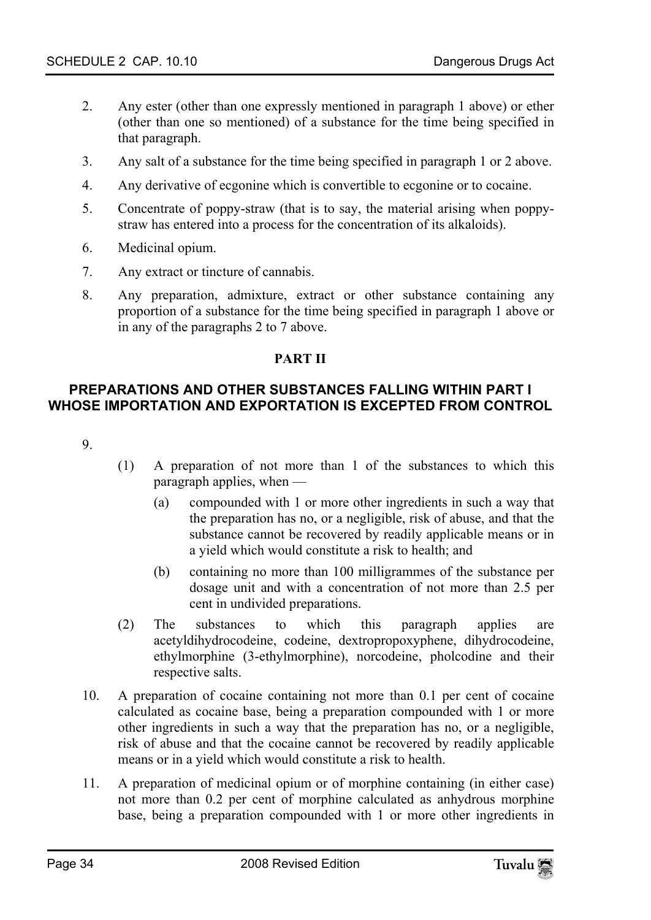2. Any ester (other than one expressly mentioned in paragraph 1 above) or ether (other than one so mentioned) of a substance for the time being specified in that paragraph.

3. Any salt of a substance for the time being specified in paragraph 1 or 2 above.

4. Any derivative of ecgonine which is convertible to ecgonine or to cocaine.

5. Concentrate of poppy-straw (that is to say, the material arising when poppy-straw has entered into a process for the concentration of its alkaloids).

6. Medicinal opium.

7. Any extract or tincture of cannabis.

8. Any preparation, admixture, extract or other substance containing any proportion of a substance for the time being specified in paragraph 1 above or in any of the paragraphs 2 to 7 above.

**PART II**

## PREPARATIONS AND OTHER SUBSTANCES FALLING WITHIN PART I WHOSE IMPORTATION AND EXPORTATION IS EXCEPTED FROM CONTROL

9.

(1) A preparation of not more than 1 of the substances to which this paragraph applies, when —

(a) compounded with 1 or more other ingredients in such a way that the preparation has no, or a negligible, risk of abuse, and that the substance cannot be recovered by readily applicable means or in a yield which would constitute a risk to health; and

(b) containing no more than 100 milligrammes of the substance per dosage unit and with a concentration of not more than 2.5 per cent in undivided preparations.

(2) The substances to which this paragraph applies are acetyldihydrocodeine, codeine, dextropropoxyphene, dihydrocodeine, ethylmorphine (3-ethylmorphine), norcodeine, pholcodine and their respective salts.

10. A preparation of cocaine containing not more than 0.1 per cent of cocaine calculated as cocaine base, being a preparation compounded with 1 or more other ingredients in such a way that the preparation has no, or a negligible, risk of abuse and that the cocaine cannot be recovered by readily applicable means or in a yield which would constitute a risk to health.

11. A preparation of medicinal opium or of morphine containing (in either case) not more than 0.2 per cent of morphine calculated as anhydrous morphine base, being a preparation compounded with 1 or more other ingredients in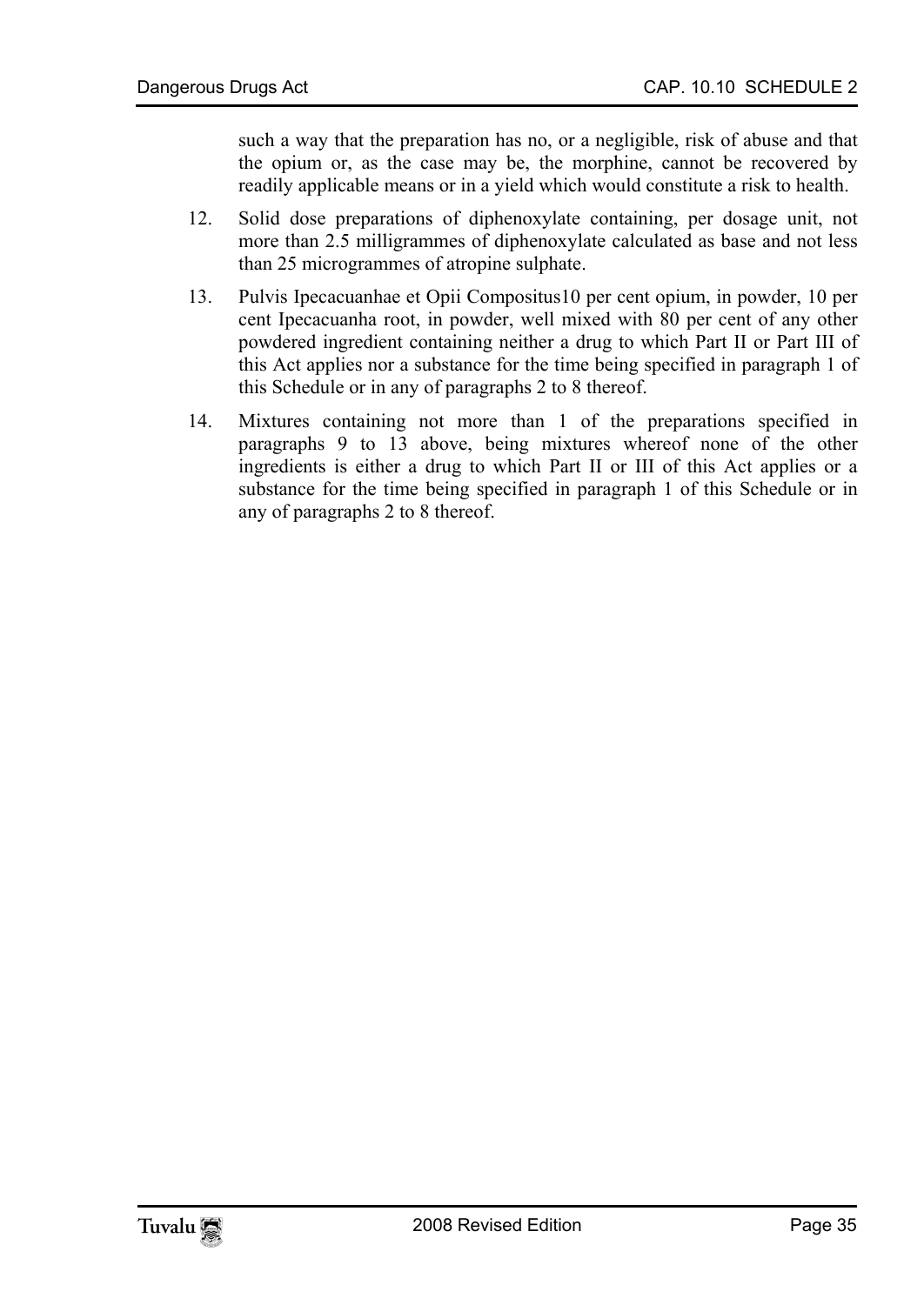such a way that the preparation has no, or a negligible, risk of abuse and that the opium or, as the case may be, the morphine, cannot be recovered by readily applicable means or in a yield which would constitute a risk to health.

12. Solid dose preparations of diphenoxylate containing, per dosage unit, not more than 2.5 milligrammes of diphenoxylate calculated as base and not less than 25 microgrammes of atropine sulphate.

13. Pulvis Ipecacuanhae et Opii Compositus10 per cent opium, in powder, 10 per cent Ipecacuanha root, in powder, well mixed with 80 per cent of any other powdered ingredient containing neither a drug to which Part II or Part III of this Act applies nor a substance for the time being specified in paragraph 1 of this Schedule or in any of paragraphs 2 to 8 thereof.

14. Mixtures containing not more than 1 of the preparations specified in paragraphs 9 to 13 above, being mixtures whereof none of the other ingredients is either a drug to which Part II or III of this Act applies or a substance for the time being specified in paragraph 1 of this Schedule or in any of paragraphs 2 to 8 thereof.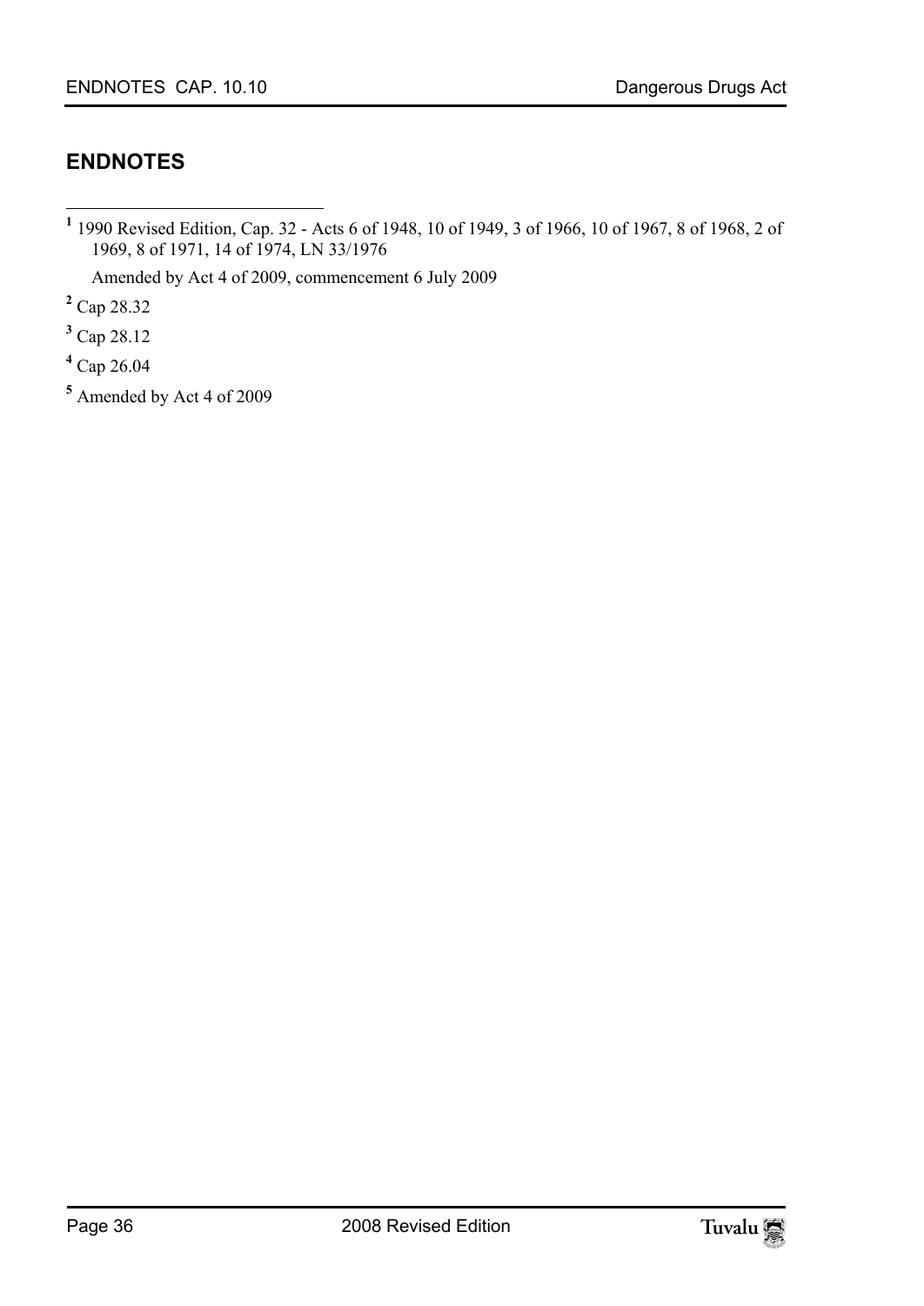## ENDNOTES

[1] 1990 Revised Edition, Cap. 32 - Acts 6 of 1948, 10 of 1949, 3 of 1966, 10 of 1967, 8 of 1968, 2 of 1969, 8 of 1971, 14 of 1974, LN 33/1976

Amended by Act 4 of 2009, commencement 6 July 2009

[2] Cap 28.32

[3] Cap 28.12

[4] Cap 26.04

[5] Amended by Act 4 of 2009